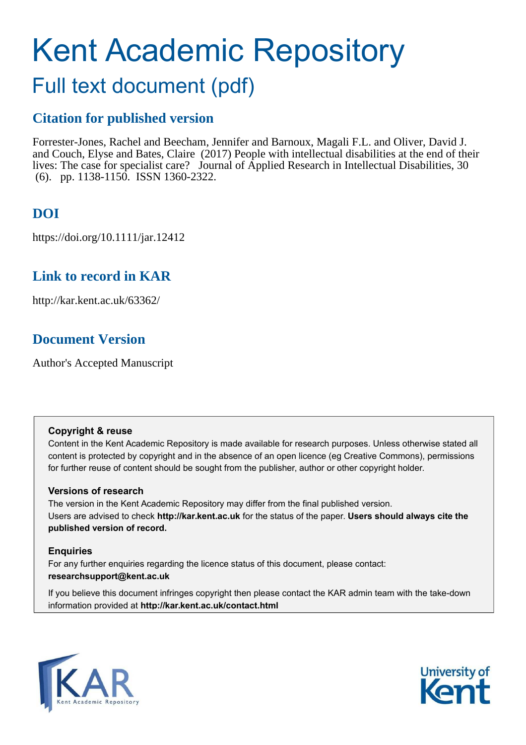# Kent Academic Repository

## Full text document (pdf)

### Citation for published version

Forrester-Jones, Rachel and Beecham, Jennifer and Barnoux, Magali F.L. and Oliver, David J. and Couch, Elyse and Bates, Claire (2017) People with intellectual disabilities at the end of their lives: The case for specialist care? Journal of Applied Research in Intellectual Disabilities, 30 (6). pp. 1138-1150. ISSN 1360-2322.

### DOI

https://doi.org/10.1111/jar.12412

### Link to record in KAR

http://kar.kent.ac.uk/63362/

### Document Version

Author's Accepted Manuscript

**Copyright & reuse**

Content in the Kent Academic Repository is made available for research purposes. Unless otherwise stated all content is protected by copyright and in the absence of an open licence (eg Creative Commons), permissions for further reuse of content should be sought from the publisher, author or other copyright holder.

**Versions of research**

The version in the Kent Academic Repository may differ from the final published version. Users are advised to check **http://kar.kent.ac.uk** for the status of the paper. **Users should always cite the published version of record.**

**Enquiries**

For any further enquiries regarding the licence status of this document, please contact: **researchsupport@kent.ac.uk**

If you believe this document infringes copyright then please contact the KAR admin team with the take-down information provided at **http://kar.kent.ac.uk/contact.html**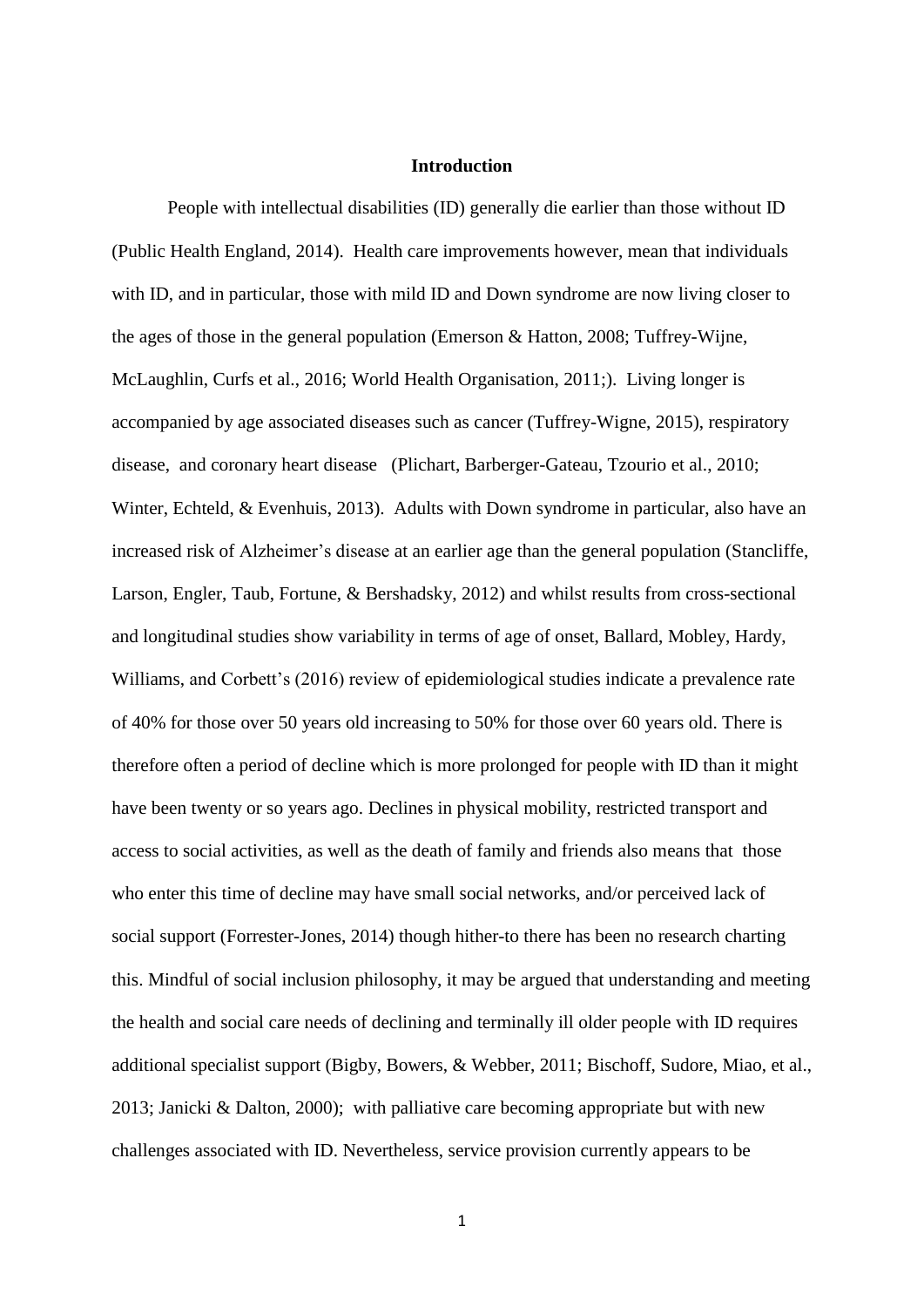## Introduction

People with intellectual disabilities (ID) generally die earlier than those without ID (Public Health England, 2014). Health care improvements however, mean that individuals with ID, and in particular, those with mild ID and Down syndrome are now living closer to the ages of those in the general population (Emerson & Hatton, 2008; Tuffrey-Wijne, McLaughlin, Curfs et al., 2016; World Health Organisation, 2011;). Living longer is accompanied by age associated diseases such as cancer (Tuffrey-Wigne, 2015), respiratory disease, and coronary heart disease (Plichart, Barberger-Gateau, Tzourio et al., 2010; Winter, Echteld, & Evenhuis, 2013). Adults with Down syndrome in particular, also have an increased risk of Alzheimer's disease at an earlier age than the general population (Stancliffe, Larson, Engler, Taub, Fortune, & Bershadsky, 2012) and whilst results from cross-sectional and longitudinal studies show variability in terms of age of onset, Ballard, Mobley, Hardy, Williams, and Corbett's (2016) review of epidemiological studies indicate a prevalence rate of 40% for those over 50 years old increasing to 50% for those over 60 years old. There is therefore often a period of decline which is more prolonged for people with ID than it might have been twenty or so years ago. Declines in physical mobility, restricted transport and access to social activities, as well as the death of family and friends also means that those who enter this time of decline may have small social networks, and/or perceived lack of social support (Forrester-Jones, 2014) though hither-to there has been no research charting this. Mindful of social inclusion philosophy, it may be argued that understanding and meeting the health and social care needs of declining and terminally ill older people with ID requires additional specialist support (Bigby, Bowers, & Webber, 2011; Bischoff, Sudore, Miao, et al., 2013; Janicki & Dalton, 2000); with palliative care becoming appropriate but with new challenges associated with ID. Nevertheless, service provision currently appears to be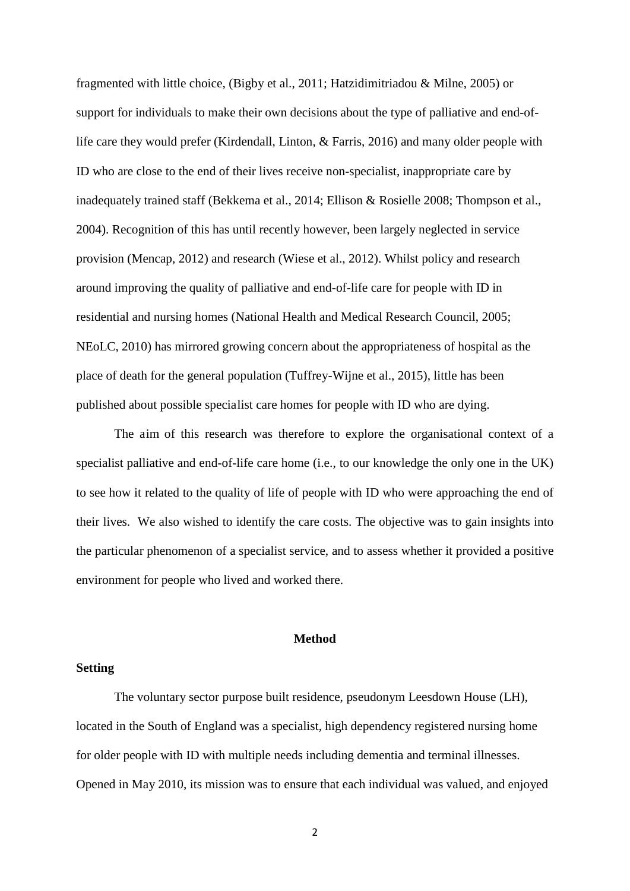fragmented with little choice, (Bigby et al., 2011; Hatzidimitriadou & Milne, 2005) or support for individuals to make their own decisions about the type of palliative and end-of-life care they would prefer (Kirdendall, Linton, & Farris, 2016) and many older people with ID who are close to the end of their lives receive non-specialist, inappropriate care by inadequately trained staff (Bekkema et al., 2014; Ellison & Rosielle 2008; Thompson et al., 2004). Recognition of this has until recently however, been largely neglected in service provision (Mencap, 2012) and research (Wiese et al., 2012). Whilst policy and research around improving the quality of palliative and end-of-life care for people with ID in residential and nursing homes (National Health and Medical Research Council, 2005; NEoLC, 2010) has mirrored growing concern about the appropriateness of hospital as the place of death for the general population (Tuffrey-Wijne et al., 2015), little has been published about possible specialist care homes for people with ID who are dying.

The aim of this research was therefore to explore the organisational context of a specialist palliative and end-of-life care home (i.e., to our knowledge the only one in the UK) to see how it related to the quality of life of people with ID who were approaching the end of their lives. We also wished to identify the care costs. The objective was to gain insights into the particular phenomenon of a specialist service, and to assess whether it provided a positive environment for people who lived and worked there.

## Method

### Setting

The voluntary sector purpose built residence, pseudonym Leesdown House (LH), located in the South of England was a specialist, high dependency registered nursing home for older people with ID with multiple needs including dementia and terminal illnesses. Opened in May 2010, its mission was to ensure that each individual was valued, and enjoyed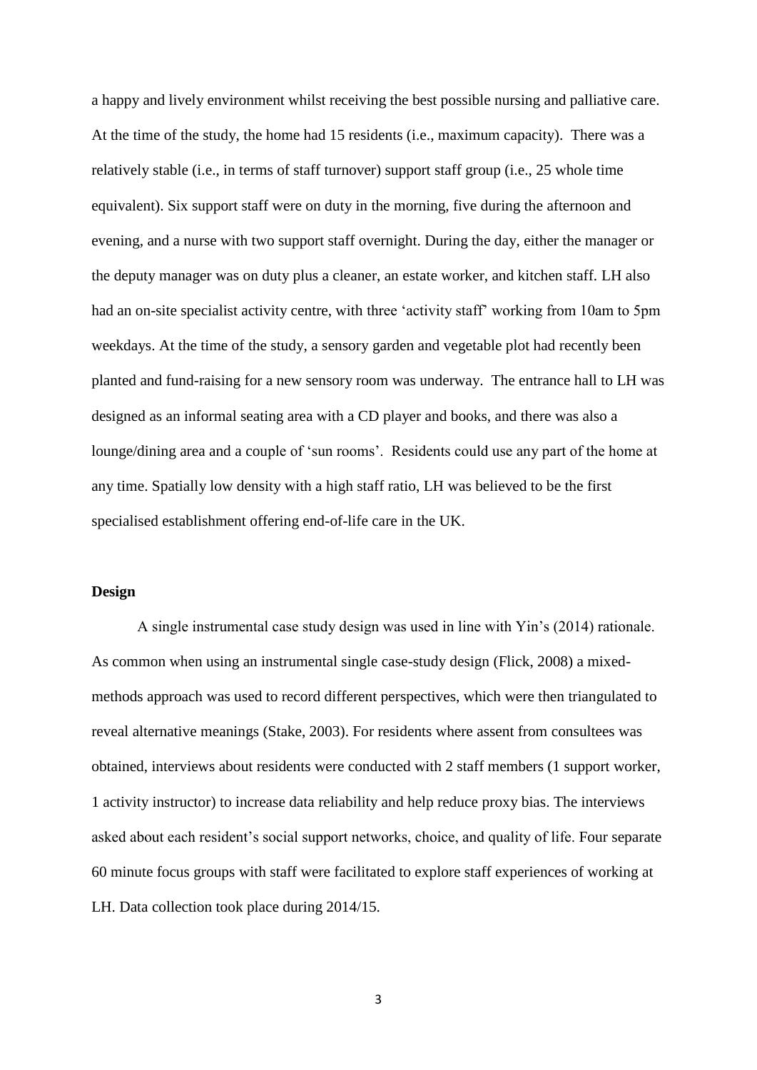a happy and lively environment whilst receiving the best possible nursing and palliative care. At the time of the study, the home had 15 residents (i.e., maximum capacity). There was a relatively stable (i.e., in terms of staff turnover) support staff group (i.e., 25 whole time equivalent). Six support staff were on duty in the morning, five during the afternoon and evening, and a nurse with two support staff overnight. During the day, either the manager or the deputy manager was on duty plus a cleaner, an estate worker, and kitchen staff. LH also had an on-site specialist activity centre, with three 'activity staff' working from 10am to 5pm weekdays. At the time of the study, a sensory garden and vegetable plot had recently been planted and fund-raising for a new sensory room was underway. The entrance hall to LH was designed as an informal seating area with a CD player and books, and there was also a lounge/dining area and a couple of 'sun rooms'. Residents could use any part of the home at any time. Spatially low density with a high staff ratio, LH was believed to be the first specialised establishment offering end-of-life care in the UK.

**Design**

A single instrumental case study design was used in line with Yin's (2014) rationale. As common when using an instrumental single case-study design (Flick, 2008) a mixed-methods approach was used to record different perspectives, which were then triangulated to reveal alternative meanings (Stake, 2003). For residents where assent from consultees was obtained, interviews about residents were conducted with 2 staff members (1 support worker, 1 activity instructor) to increase data reliability and help reduce proxy bias. The interviews asked about each resident's social support networks, choice, and quality of life. Four separate 60 minute focus groups with staff were facilitated to explore staff experiences of working at LH. Data collection took place during 2014/15.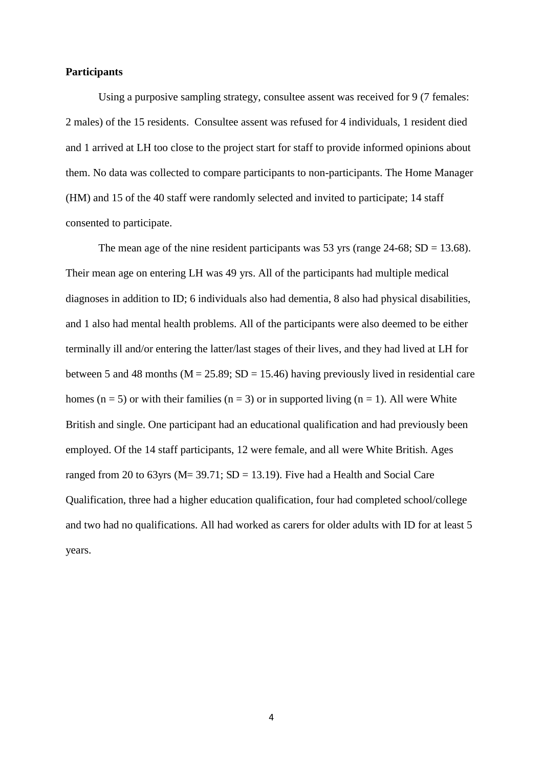**Participants**

Using a purposive sampling strategy, consultee assent was received for 9 (7 females: 2 males) of the 15 residents. Consultee assent was refused for 4 individuals, 1 resident died and 1 arrived at LH too close to the project start for staff to provide informed opinions about them. No data was collected to compare participants to non-participants. The Home Manager (HM) and 15 of the 40 staff were randomly selected and invited to participate; 14 staff consented to participate.

The mean age of the nine resident participants was 53 yrs (range 24-68; SD = 13.68). Their mean age on entering LH was 49 yrs. All of the participants had multiple medical diagnoses in addition to ID; 6 individuals also had dementia, 8 also had physical disabilities, and 1 also had mental health problems. All of the participants were also deemed to be either terminally ill and/or entering the latter/last stages of their lives, and they had lived at LH for between 5 and 48 months (M = 25.89; SD = 15.46) having previously lived in residential care homes (n = 5) or with their families (n = 3) or in supported living (n = 1). All were White British and single. One participant had an educational qualification and had previously been employed. Of the 14 staff participants, 12 were female, and all were White British. Ages ranged from 20 to 63yrs (M= 39.71; SD = 13.19). Five had a Health and Social Care Qualification, three had a higher education qualification, four had completed school/college and two had no qualifications. All had worked as carers for older adults with ID for at least 5 years.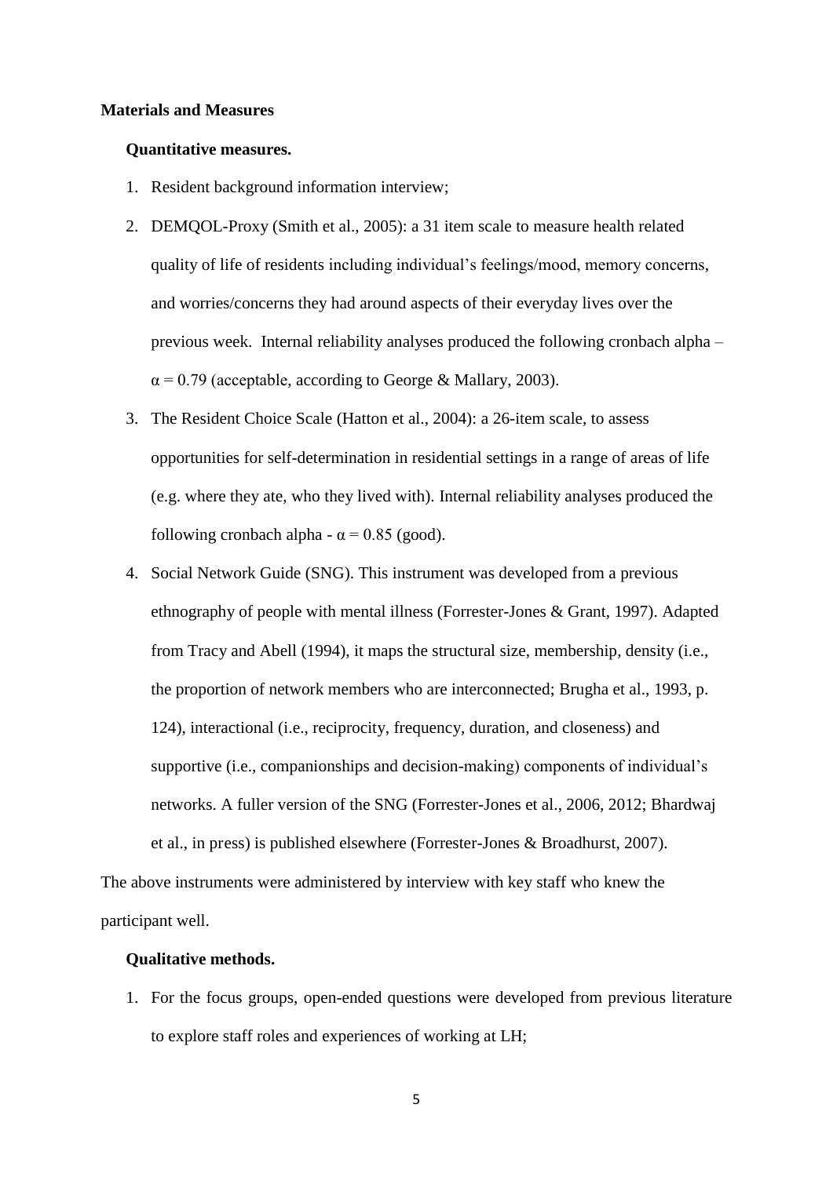**Materials and Measures**

**Quantitative measures.**

1. Resident background information interview;
2. DEMQOL-Proxy (Smith et al., 2005): a 31 item scale to measure health related quality of life of residents including individual's feelings/mood, memory concerns, and worries/concerns they had around aspects of their everyday lives over the previous week. Internal reliability analyses produced the following cronbach alpha – $\alpha = 0.79$ (acceptable, according to George & Mallary, 2003).
3. The Resident Choice Scale (Hatton et al., 2004): a 26-item scale, to assess opportunities for self-determination in residential settings in a range of areas of life (e.g. where they ate, who they lived with). Internal reliability analyses produced the following cronbach alpha - $\alpha = 0.85$ (good).
4. Social Network Guide (SNG). This instrument was developed from a previous ethnography of people with mental illness (Forrester-Jones & Grant, 1997). Adapted from Tracy and Abell (1994), it maps the structural size, membership, density (i.e., the proportion of network members who are interconnected; Brugha et al., 1993, p. 124), interactional (i.e., reciprocity, frequency, duration, and closeness) and supportive (i.e., companionships and decision-making) components of individual's networks. A fuller version of the SNG (Forrester-Jones et al., 2006, 2012; Bhardwaj et al., in press) is published elsewhere (Forrester-Jones & Broadhurst, 2007).

The above instruments were administered by interview with key staff who knew the participant well.

**Qualitative methods.**

1. For the focus groups, open-ended questions were developed from previous literature to explore staff roles and experiences of working at LH;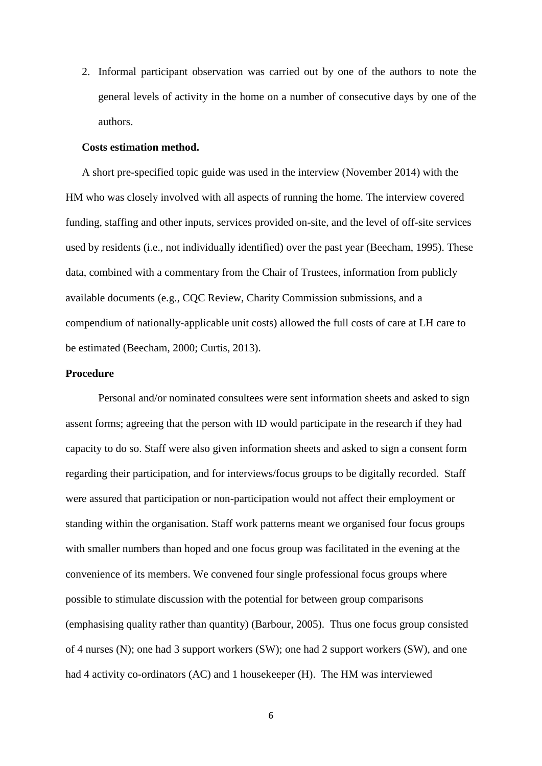2. Informal participant observation was carried out by one of the authors to note the general levels of activity in the home on a number of consecutive days by one of the authors.

**Costs estimation method.**

A short pre-specified topic guide was used in the interview (November 2014) with the HM who was closely involved with all aspects of running the home. The interview covered funding, staffing and other inputs, services provided on-site, and the level of off-site services used by residents (i.e., not individually identified) over the past year (Beecham, 1995). These data, combined with a commentary from the Chair of Trustees, information from publicly available documents (e.g., CQC Review, Charity Commission submissions, and a compendium of nationally-applicable unit costs) allowed the full costs of care at LH care to be estimated (Beecham, 2000; Curtis, 2013).

**Procedure**

Personal and/or nominated consultees were sent information sheets and asked to sign assent forms; agreeing that the person with ID would participate in the research if they had capacity to do so. Staff were also given information sheets and asked to sign a consent form regarding their participation, and for interviews/focus groups to be digitally recorded. Staff were assured that participation or non-participation would not affect their employment or standing within the organisation. Staff work patterns meant we organised four focus groups with smaller numbers than hoped and one focus group was facilitated in the evening at the convenience of its members. We convened four single professional focus groups where possible to stimulate discussion with the potential for between group comparisons (emphasising quality rather than quantity) (Barbour, 2005). Thus one focus group consisted of 4 nurses (N); one had 3 support workers (SW); one had 2 support workers (SW), and one had 4 activity co-ordinators (AC) and 1 housekeeper (H). The HM was interviewed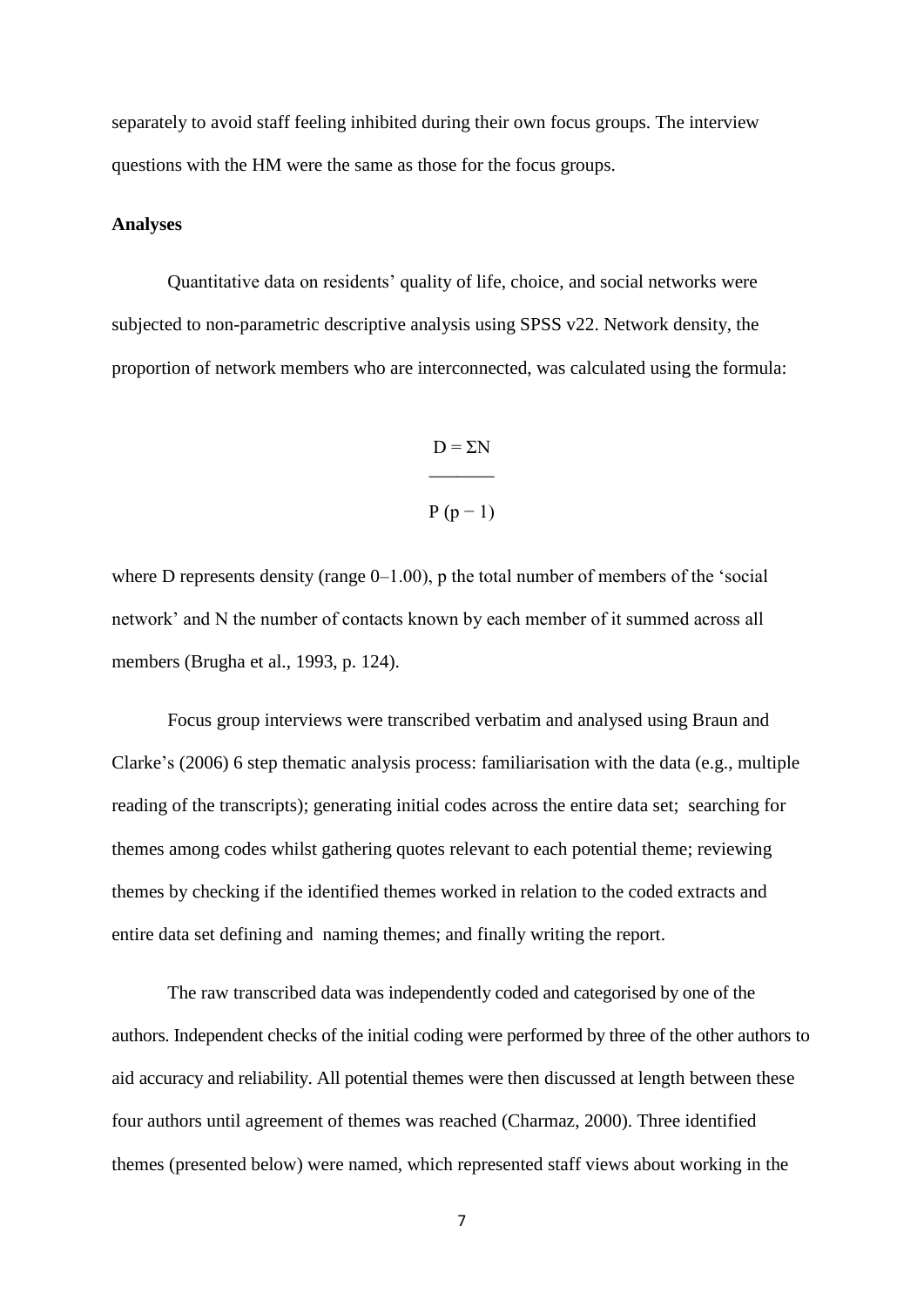separately to avoid staff feeling inhibited during their own focus groups. The interview questions with the HM were the same as those for the focus groups.

**Analyses**

Quantitative data on residents' quality of life, choice, and social networks were subjected to non-parametric descriptive analysis using SPSS v22. Network density, the proportion of network members who are interconnected, was calculated using the formula:

$$D = \frac{\Sigma N}{P\,(p - 1)}$$

where D represents density (range 0–1.00), p the total number of members of the 'social network' and N the number of contacts known by each member of it summed across all members (Brugha et al., 1993, p. 124).

Focus group interviews were transcribed verbatim and analysed using Braun and Clarke's (2006) 6 step thematic analysis process: familiarisation with the data (e.g., multiple reading of the transcripts); generating initial codes across the entire data set; searching for themes among codes whilst gathering quotes relevant to each potential theme; reviewing themes by checking if the identified themes worked in relation to the coded extracts and entire data set defining and naming themes; and finally writing the report.

The raw transcribed data was independently coded and categorised by one of the authors. Independent checks of the initial coding were performed by three of the other authors to aid accuracy and reliability. All potential themes were then discussed at length between these four authors until agreement of themes was reached (Charmaz, 2000). Three identified themes (presented below) were named, which represented staff views about working in the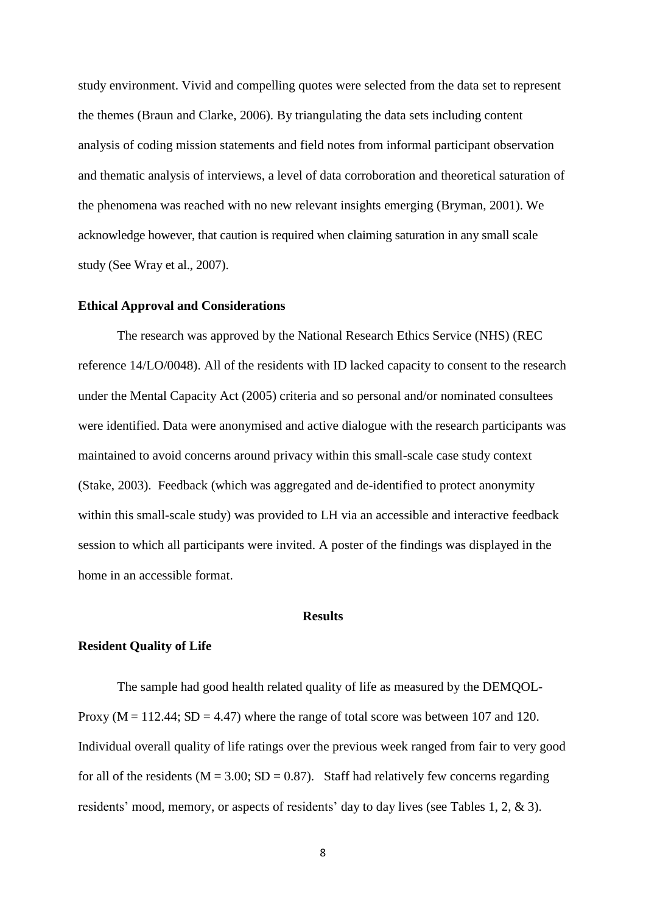study environment. Vivid and compelling quotes were selected from the data set to represent the themes (Braun and Clarke, 2006). By triangulating the data sets including content analysis of coding mission statements and field notes from informal participant observation and thematic analysis of interviews, a level of data corroboration and theoretical saturation of the phenomena was reached with no new relevant insights emerging (Bryman, 2001). We acknowledge however, that caution is required when claiming saturation in any small scale study (See Wray et al., 2007).

### Ethical Approval and Considerations

The research was approved by the National Research Ethics Service (NHS) (REC reference 14/LO/0048). All of the residents with ID lacked capacity to consent to the research under the Mental Capacity Act (2005) criteria and so personal and/or nominated consultees were identified. Data were anonymised and active dialogue with the research participants was maintained to avoid concerns around privacy within this small-scale case study context (Stake, 2003). Feedback (which was aggregated and de-identified to protect anonymity within this small-scale study) was provided to LH via an accessible and interactive feedback session to which all participants were invited. A poster of the findings was displayed in the home in an accessible format.

## Results

### Resident Quality of Life

The sample had good health related quality of life as measured by the DEMQOL-Proxy ($M = 112.44$; $SD = 4.47$) where the range of total score was between 107 and 120. Individual overall quality of life ratings over the previous week ranged from fair to very good for all of the residents ($M = 3.00$; $SD = 0.87$). Staff had relatively few concerns regarding residents' mood, memory, or aspects of residents' day to day lives (see Tables 1, 2, & 3).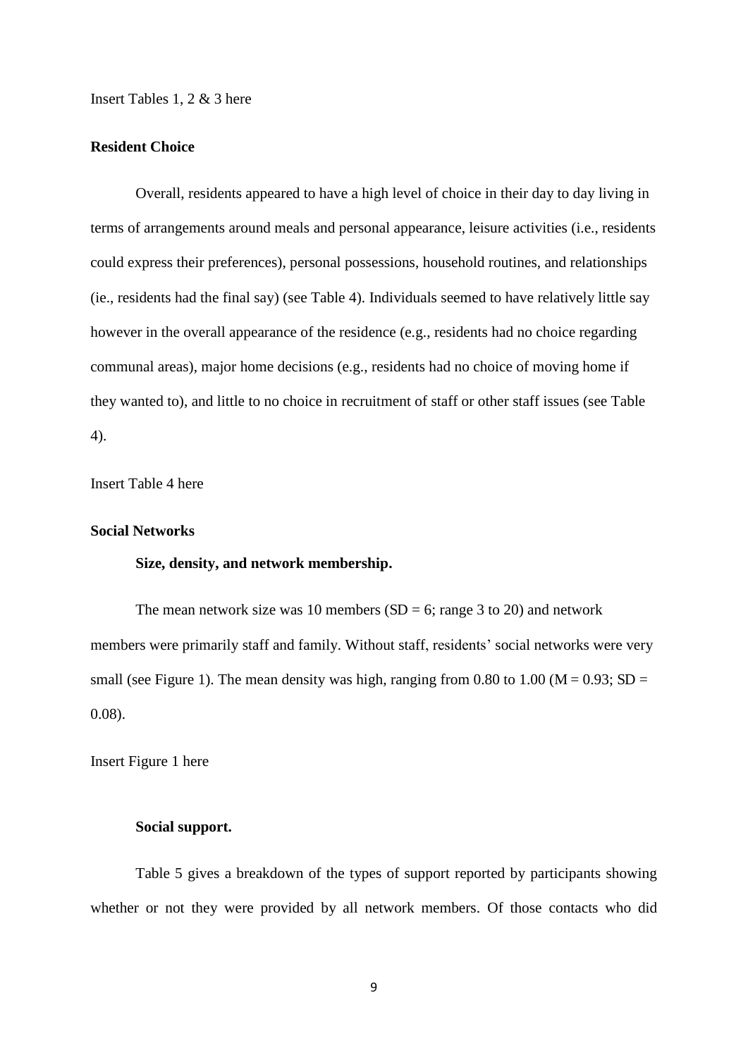Insert Tables 1, 2 & 3 here

## Resident Choice

Overall, residents appeared to have a high level of choice in their day to day living in terms of arrangements around meals and personal appearance, leisure activities (i.e., residents could express their preferences), personal possessions, household routines, and relationships (ie., residents had the final say) (see Table 4). Individuals seemed to have relatively little say however in the overall appearance of the residence (e.g., residents had no choice regarding communal areas), major home decisions (e.g., residents had no choice of moving home if they wanted to), and little to no choice in recruitment of staff or other staff issues (see Table 4).

Insert Table 4 here

## Social Networks

### Size, density, and network membership.

The mean network size was 10 members (SD = 6; range 3 to 20) and network members were primarily staff and family. Without staff, residents' social networks were very small (see Figure 1). The mean density was high, ranging from 0.80 to 1.00 (M = 0.93; SD = 0.08).

Insert Figure 1 here

### Social support.

Table 5 gives a breakdown of the types of support reported by participants showing whether or not they were provided by all network members. Of those contacts who did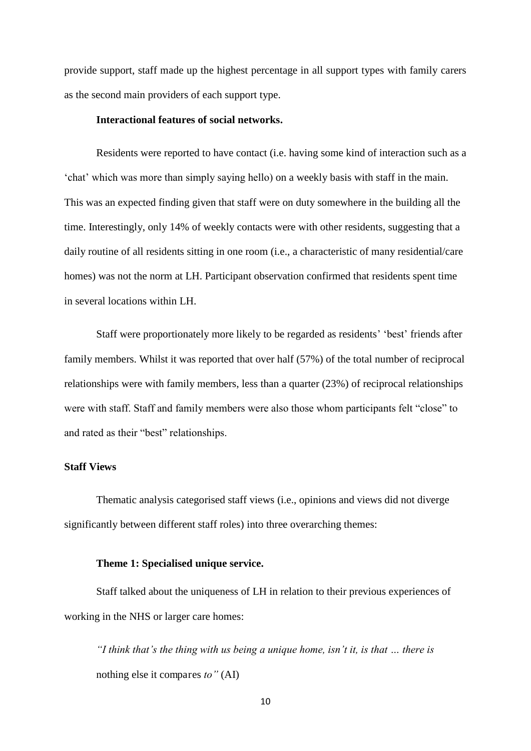provide support, staff made up the highest percentage in all support types with family carers as the second main providers of each support type.

### Interactional features of social networks.

Residents were reported to have contact (i.e. having some kind of interaction such as a 'chat' which was more than simply saying hello) on a weekly basis with staff in the main. This was an expected finding given that staff were on duty somewhere in the building all the time. Interestingly, only 14% of weekly contacts were with other residents, suggesting that a daily routine of all residents sitting in one room (i.e., a characteristic of many residential/care homes) was not the norm at LH. Participant observation confirmed that residents spent time in several locations within LH.

Staff were proportionately more likely to be regarded as residents' 'best' friends after family members. Whilst it was reported that over half (57%) of the total number of reciprocal relationships were with family members, less than a quarter (23%) of reciprocal relationships were with staff. Staff and family members were also those whom participants felt "close" to and rated as their "best" relationships.

## Staff Views

Thematic analysis categorised staff views (i.e., opinions and views did not diverge significantly between different staff roles) into three overarching themes:

### Theme 1: Specialised unique service.

Staff talked about the uniqueness of LH in relation to their previous experiences of working in the NHS or larger care homes:

> *"I think that's the thing with us being a unique home, isn't it, is that … there is* nothing else it compares *to"* (AI)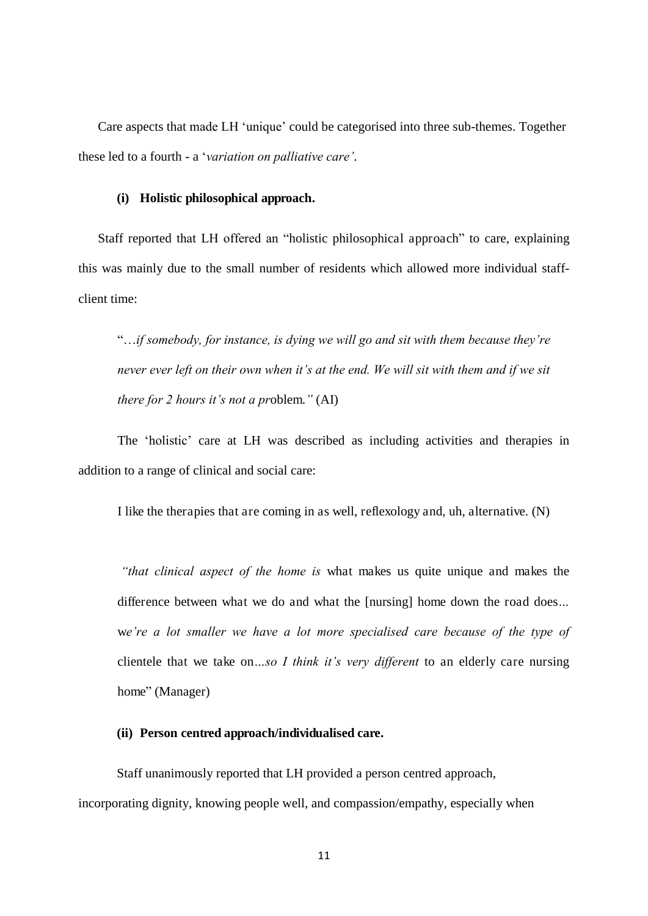Care aspects that made LH 'unique' could be categorised into three sub-themes. Together these led to a fourth - a '*variation on palliative care'*.

**(i) Holistic philosophical approach.**

Staff reported that LH offered an "holistic philosophical approach" to care, explaining this was mainly due to the small number of residents which allowed more individual staff-client time:

> "*…if somebody, for instance, is dying we will go and sit with them because they're never ever left on their own when it's at the end. We will sit with them and if we sit there for 2 hours it's not a pr*oblem*."* (AI)

The 'holistic' care at LH was described as including activities and therapies in addition to a range of clinical and social care:

> I like the therapies that are coming in as well, reflexology and, uh, alternative. (N)

> *"that clinical aspect of the home is* what makes us quite unique and makes the difference between what we do and what the [nursing] home down the road does... w*e're a lot smaller we have a lot more specialised care because of the type of* clientele that we take on*...so I think it's very different* to an elderly care nursing home" (Manager)

**(ii) Person centred approach/individualised care.**

Staff unanimously reported that LH provided a person centred approach, incorporating dignity, knowing people well, and compassion/empathy, especially when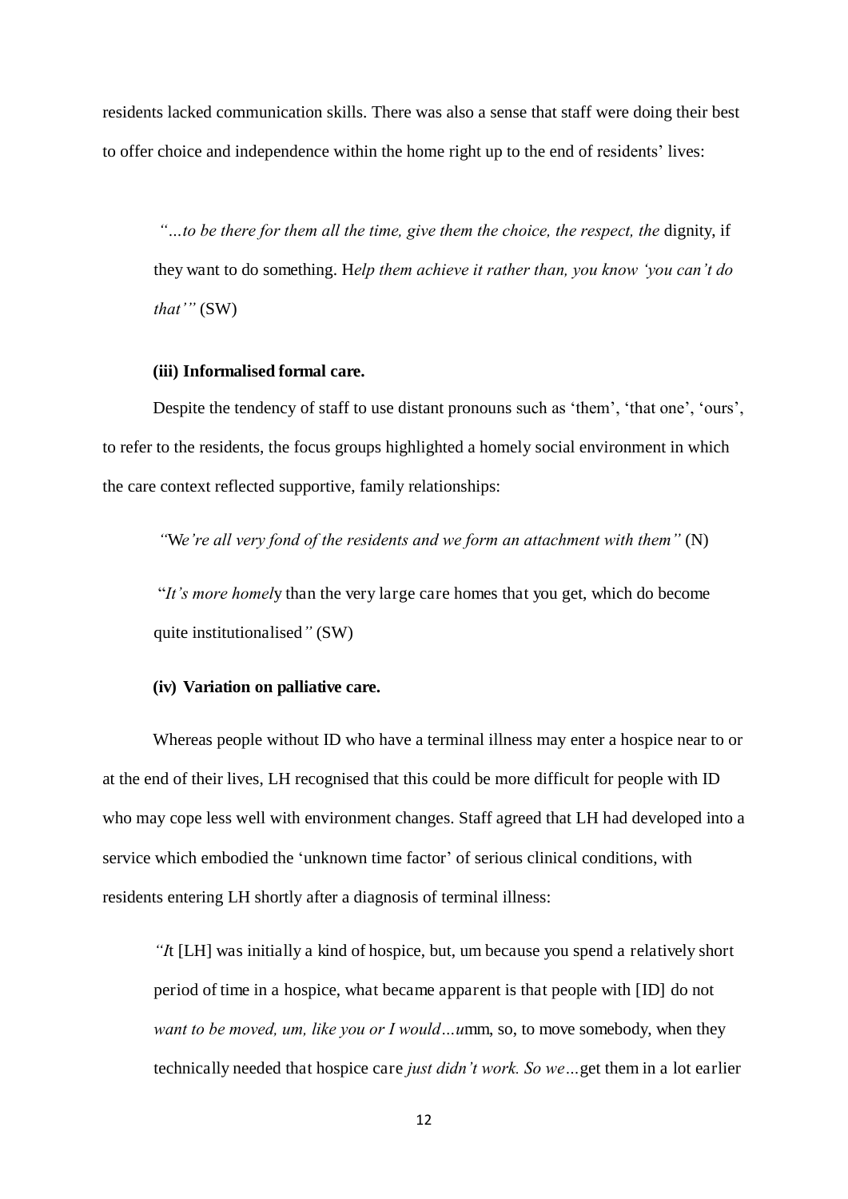residents lacked communication skills. There was also a sense that staff were doing their best to offer choice and independence within the home right up to the end of residents' lives:

> *"…to be there for them all the time, give them the choice, the respect, the* dignity, if they want to do something. H*elp them achieve it rather than, you know 'you can't do that'"* (SW)

**(iii) Informalised formal care.**

Despite the tendency of staff to use distant pronouns such as 'them', 'that one', 'ours', to refer to the residents, the focus groups highlighted a homely social environment in which the care context reflected supportive, family relationships:

> *"*W*e're all very fond of the residents and we form an attachment with them"* (N)

> "*It's more homel*y than the very large care homes that you get, which do become quite institutionalised*"* (SW)

**(iv) Variation on palliative care.**

Whereas people without ID who have a terminal illness may enter a hospice near to or at the end of their lives, LH recognised that this could be more difficult for people with ID who may cope less well with environment changes. Staff agreed that LH had developed into a service which embodied the 'unknown time factor' of serious clinical conditions, with residents entering LH shortly after a diagnosis of terminal illness:

> *"I*t [LH] was initially a kind of hospice, but, um because you spend a relatively short period of time in a hospice, what became apparent is that people with [ID] do not *want to be moved, um, like you or I would…u*mm, so, to move somebody, when they technically needed that hospice care *just didn't work. So we…*get them in a lot earlier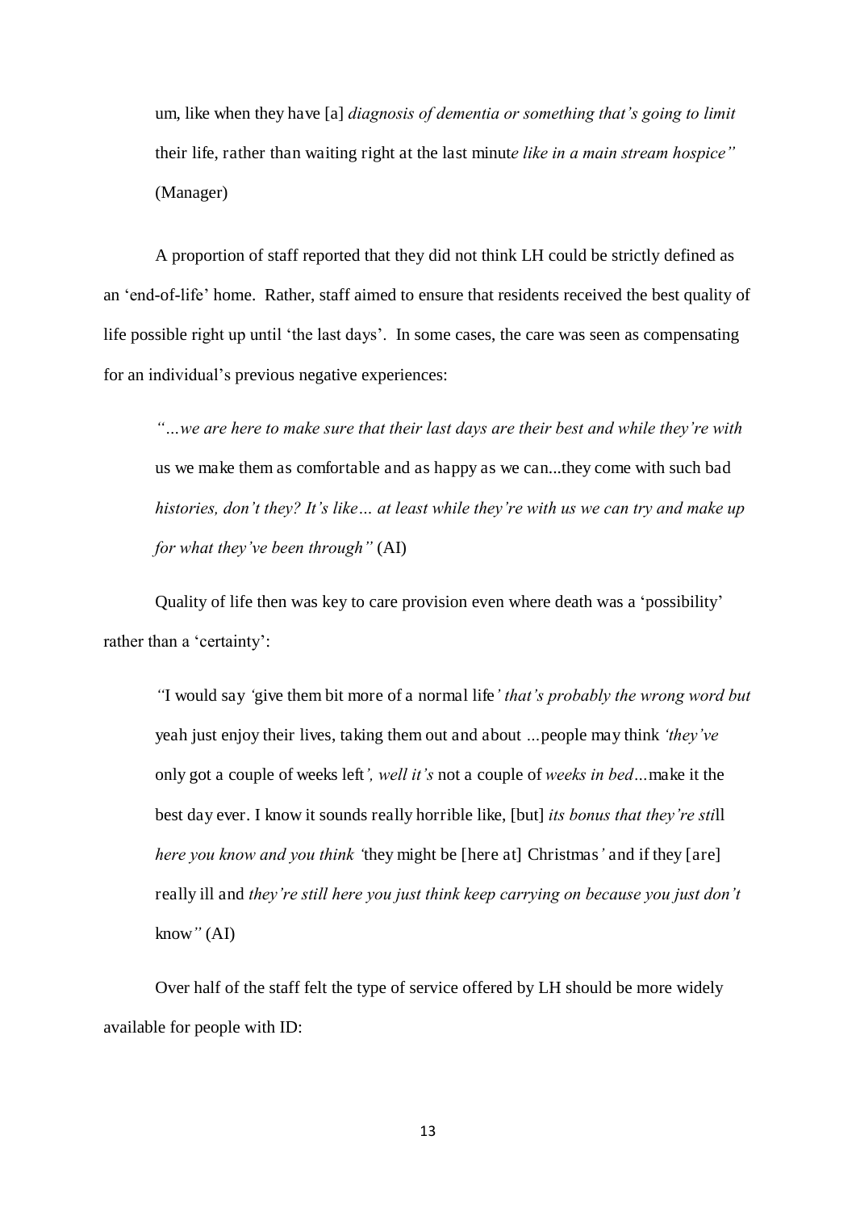um, like when they have [a] *diagnosis of dementia or something that's going to limit* their life, rather than waiting right at the last minut*e like in a main stream hospice"* (Manager)

A proportion of staff reported that they did not think LH could be strictly defined as an 'end-of-life' home. Rather, staff aimed to ensure that residents received the best quality of life possible right up until 'the last days'. In some cases, the care was seen as compensating for an individual's previous negative experiences:

*"…we are here to make sure that their last days are their best and while they're with* us we make them as comfortable and as happy as we can...they come with such bad *histories, don't they? It's like… at least while they're with us we can try and make up for what they've been through"* (AI)

Quality of life then was key to care provision even where death was a 'possibility' rather than a 'certainty':

*"*I would say *'*give them bit more of a normal life*' that's probably the wrong word but* yeah just enjoy their lives, taking them out and about *…*people may think *'they've* only got a couple of weeks left*', well it's* not a couple of *weeks in bed…*make it the best day ever. I know it sounds really horrible like, [but] *its bonus that they're sti*ll *here you know and you think '*they might be [here at] Christmas*'* and if they [are] really ill and *they're still here you just think keep carrying on because you just don't* know*"* (AI)

Over half of the staff felt the type of service offered by LH should be more widely available for people with ID: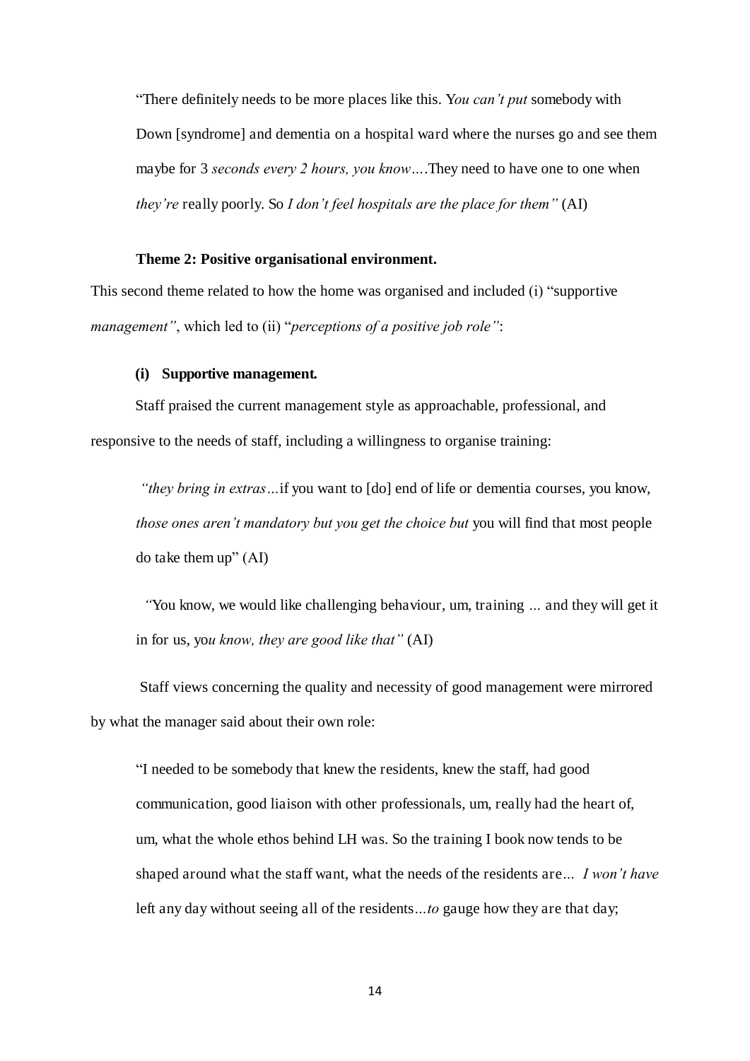"There definitely needs to be more places like this. Y*ou can't put* somebody with Down [syndrome] and dementia on a hospital ward where the nurses go and see them maybe for 3 *seconds every 2 hours, you know….*They need to have one to one when *they're* really poorly. So *I don't feel hospitals are the place for them"* (AI)

**Theme 2: Positive organisational environment.**

This second theme related to how the home was organised and included (i) "supportive *management"*, which led to (ii) "*perceptions of a positive job role"*:

**(i) Supportive management.**

Staff praised the current management style as approachable, professional, and responsive to the needs of staff, including a willingness to organise training:

*"they bring in extras…*if you want to [do] end of life or dementia courses, you know, *those ones aren't mandatory but you get the choice but* you will find that most people do take them up" (AI)

*"*You know, we would like challenging behaviour, um, training ... and they will get it in for us, yo*u know, they are good like that"* (AI)

Staff views concerning the quality and necessity of good management were mirrored by what the manager said about their own role:

"I needed to be somebody that knew the residents, knew the staff, had good communication, good liaison with other professionals, um, really had the heart of, um, what the whole ethos behind LH was. So the training I book now tends to be shaped around what the staff want, what the needs of the residents are*… I won't have* left any day without seeing all of the residents*…to* gauge how they are that day;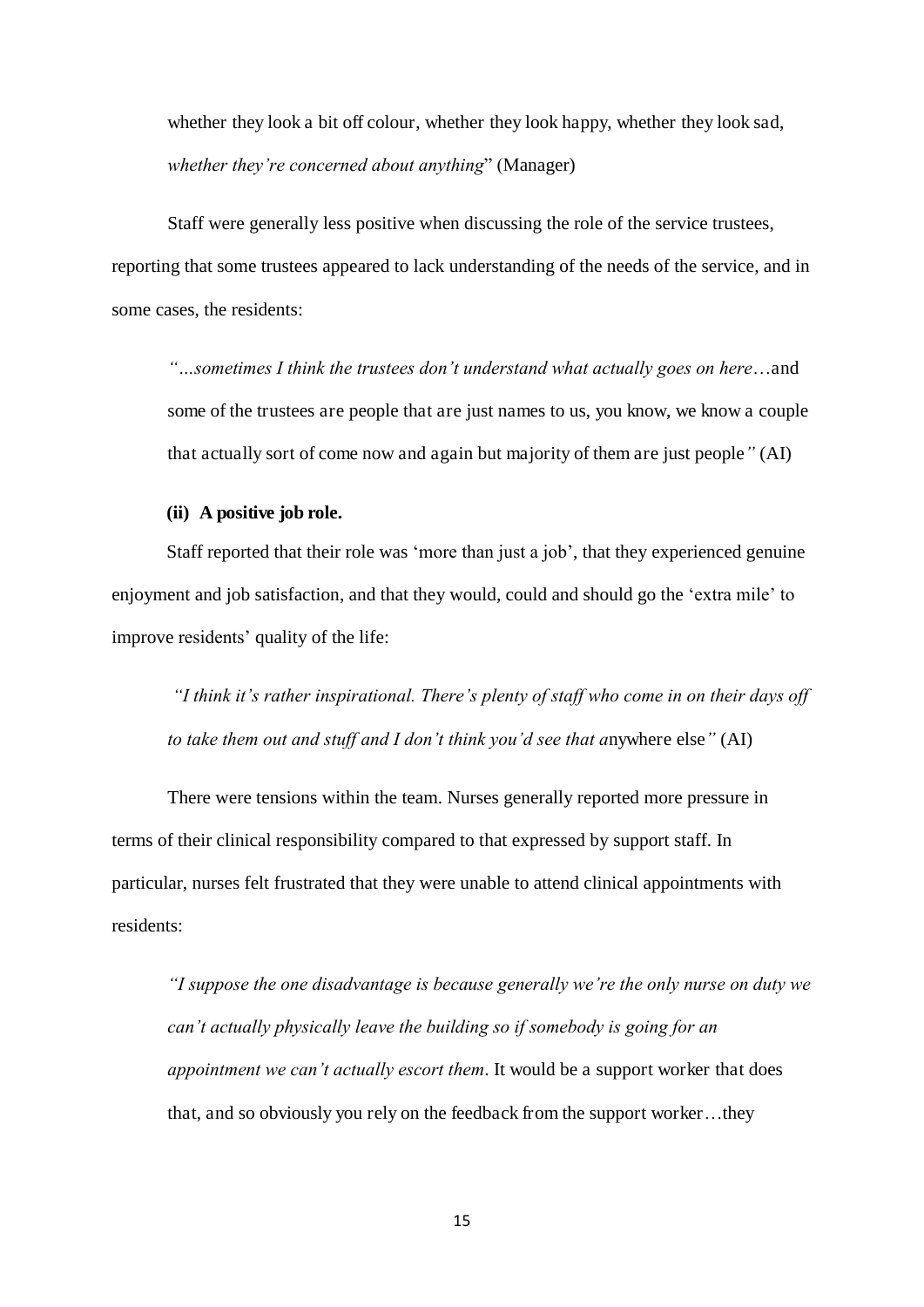whether they look a bit off colour, whether they look happy, whether they look sad, *whether they're concerned about anything*" (Manager)

Staff were generally less positive when discussing the role of the service trustees, reporting that some trustees appeared to lack understanding of the needs of the service, and in some cases, the residents:

> *"...sometimes I think the trustees don't understand what actually goes on here*…and some of the trustees are people that are just names to us, you know, we know a couple that actually sort of come now and again but majority of them are just people*"* (AI)

**(ii) A positive job role.**

Staff reported that their role was 'more than just a job', that they experienced genuine enjoyment and job satisfaction, and that they would, could and should go the 'extra mile' to improve residents' quality of the life:

> *"I think it's rather inspirational. There's plenty of staff who come in on their days off to take them out and stuff and I don't think you'd see that a*nywhere else*"* (AI)

There were tensions within the team. Nurses generally reported more pressure in terms of their clinical responsibility compared to that expressed by support staff. In particular, nurses felt frustrated that they were unable to attend clinical appointments with residents:

> *"I suppose the one disadvantage is because generally we're the only nurse on duty we can't actually physically leave the building so if somebody is going for an appointment we can't actually escort them*. It would be a support worker that does that, and so obviously you rely on the feedback from the support worker…they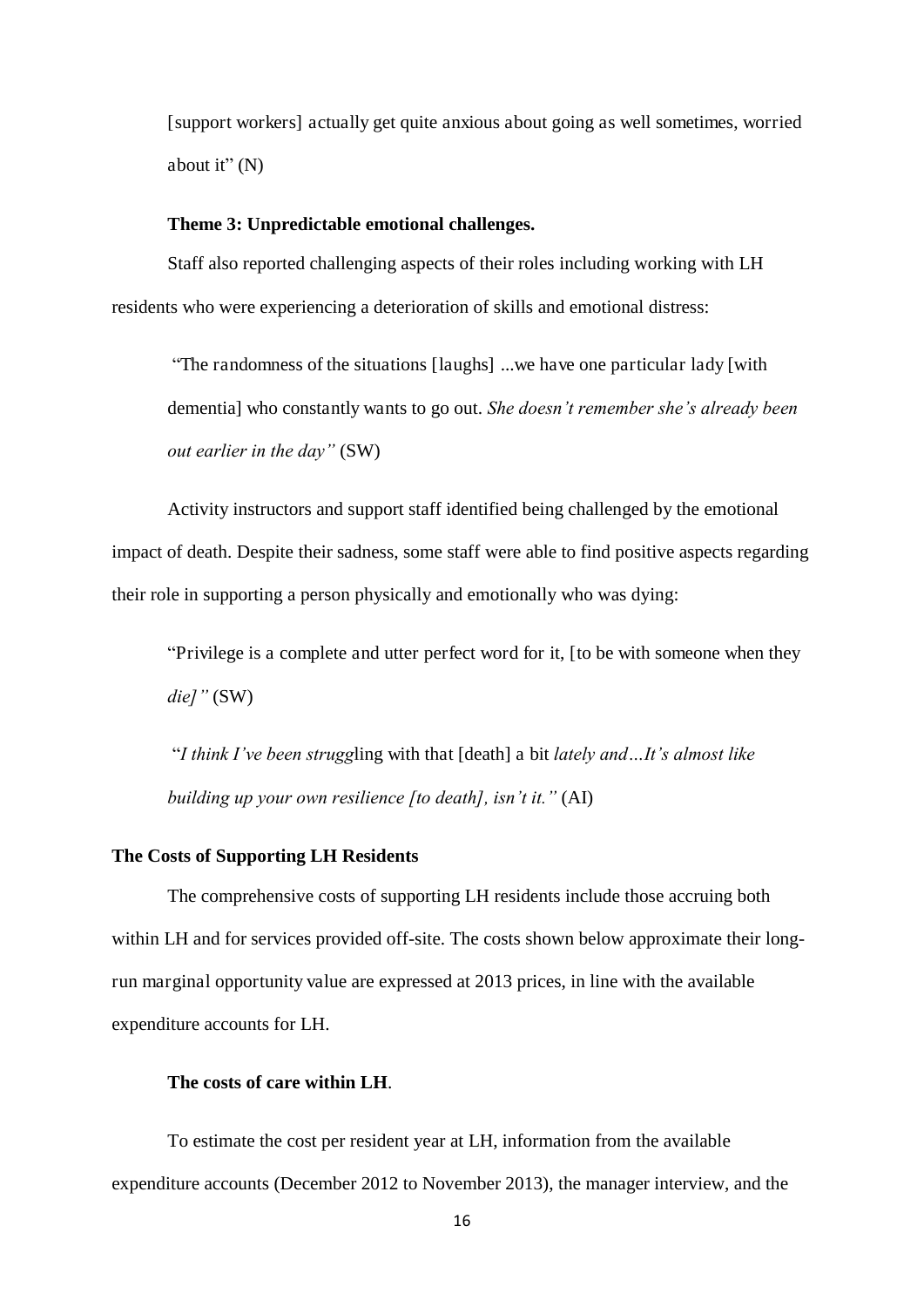[support workers] actually get quite anxious about going as well sometimes, worried about it" (N)

### Theme 3: Unpredictable emotional challenges.

Staff also reported challenging aspects of their roles including working with LH residents who were experiencing a deterioration of skills and emotional distress:

> "The randomness of the situations [laughs] ...we have one particular lady [with dementia] who constantly wants to go out. *She doesn't remember she's already been out earlier in the day"* (SW)

Activity instructors and support staff identified being challenged by the emotional impact of death. Despite their sadness, some staff were able to find positive aspects regarding their role in supporting a person physically and emotionally who was dying:

> "Privilege is a complete and utter perfect word for it, [to be with someone when they *die]"* (SW)

> "*I think I've been strugg*ling with that [death] a bit *lately and…It's almost like building up your own resilience [to death], isn't it."* (AI)

## The Costs of Supporting LH Residents

The comprehensive costs of supporting LH residents include those accruing both within LH and for services provided off-site. The costs shown below approximate their long-run marginal opportunity value are expressed at 2013 prices, in line with the available expenditure accounts for LH.

### The costs of care within LH.

To estimate the cost per resident year at LH, information from the available expenditure accounts (December 2012 to November 2013), the manager interview, and the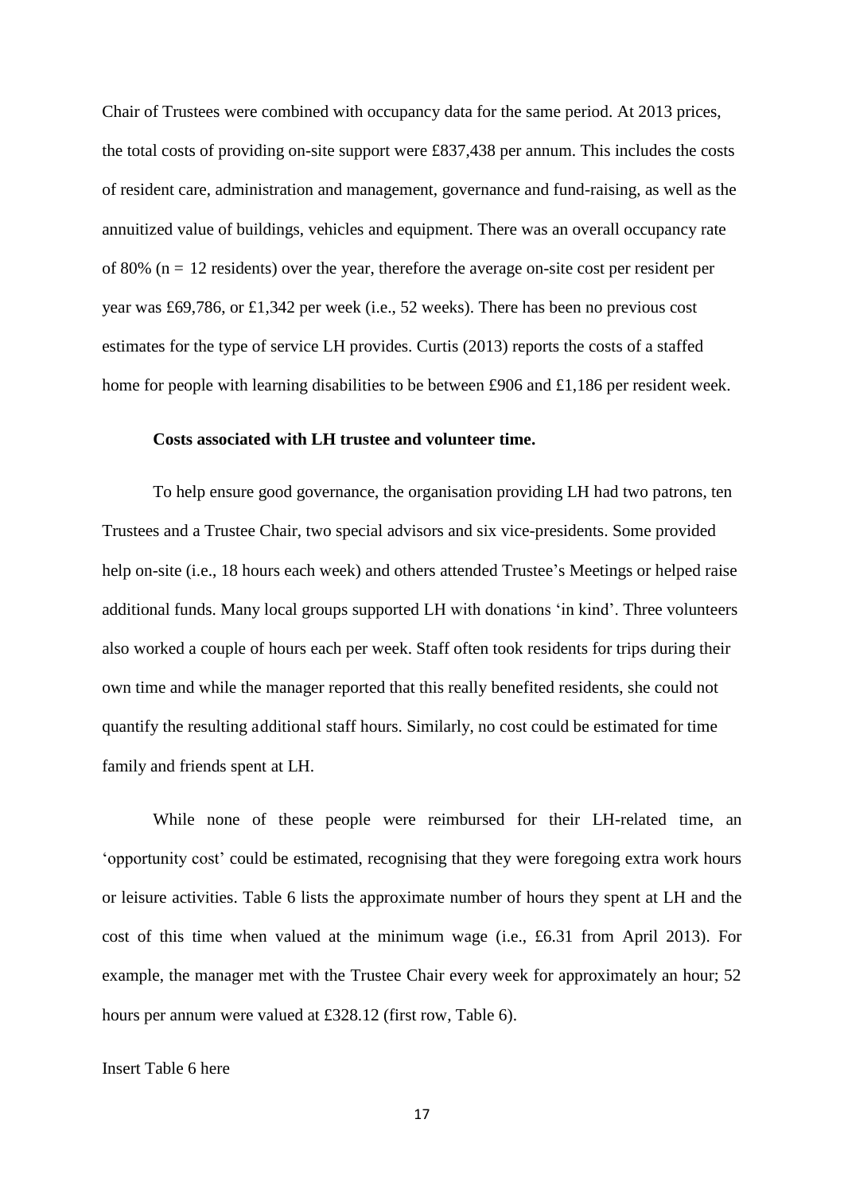Chair of Trustees were combined with occupancy data for the same period. At 2013 prices, the total costs of providing on-site support were £837,438 per annum. This includes the costs of resident care, administration and management, governance and fund-raising, as well as the annuitized value of buildings, vehicles and equipment. There was an overall occupancy rate of 80% (n = 12 residents) over the year, therefore the average on-site cost per resident per year was £69,786, or £1,342 per week (i.e., 52 weeks). There has been no previous cost estimates for the type of service LH provides. Curtis (2013) reports the costs of a staffed home for people with learning disabilities to be between £906 and £1,186 per resident week.

**Costs associated with LH trustee and volunteer time.**

To help ensure good governance, the organisation providing LH had two patrons, ten Trustees and a Trustee Chair, two special advisors and six vice-presidents. Some provided help on-site (i.e., 18 hours each week) and others attended Trustee's Meetings or helped raise additional funds. Many local groups supported LH with donations 'in kind'. Three volunteers also worked a couple of hours each per week. Staff often took residents for trips during their own time and while the manager reported that this really benefited residents, she could not quantify the resulting additional staff hours. Similarly, no cost could be estimated for time family and friends spent at LH.

While none of these people were reimbursed for their LH-related time, an 'opportunity cost' could be estimated, recognising that they were foregoing extra work hours or leisure activities. Table 6 lists the approximate number of hours they spent at LH and the cost of this time when valued at the minimum wage (i.e., £6.31 from April 2013). For example, the manager met with the Trustee Chair every week for approximately an hour; 52 hours per annum were valued at £328.12 (first row, Table 6).

Insert Table 6 here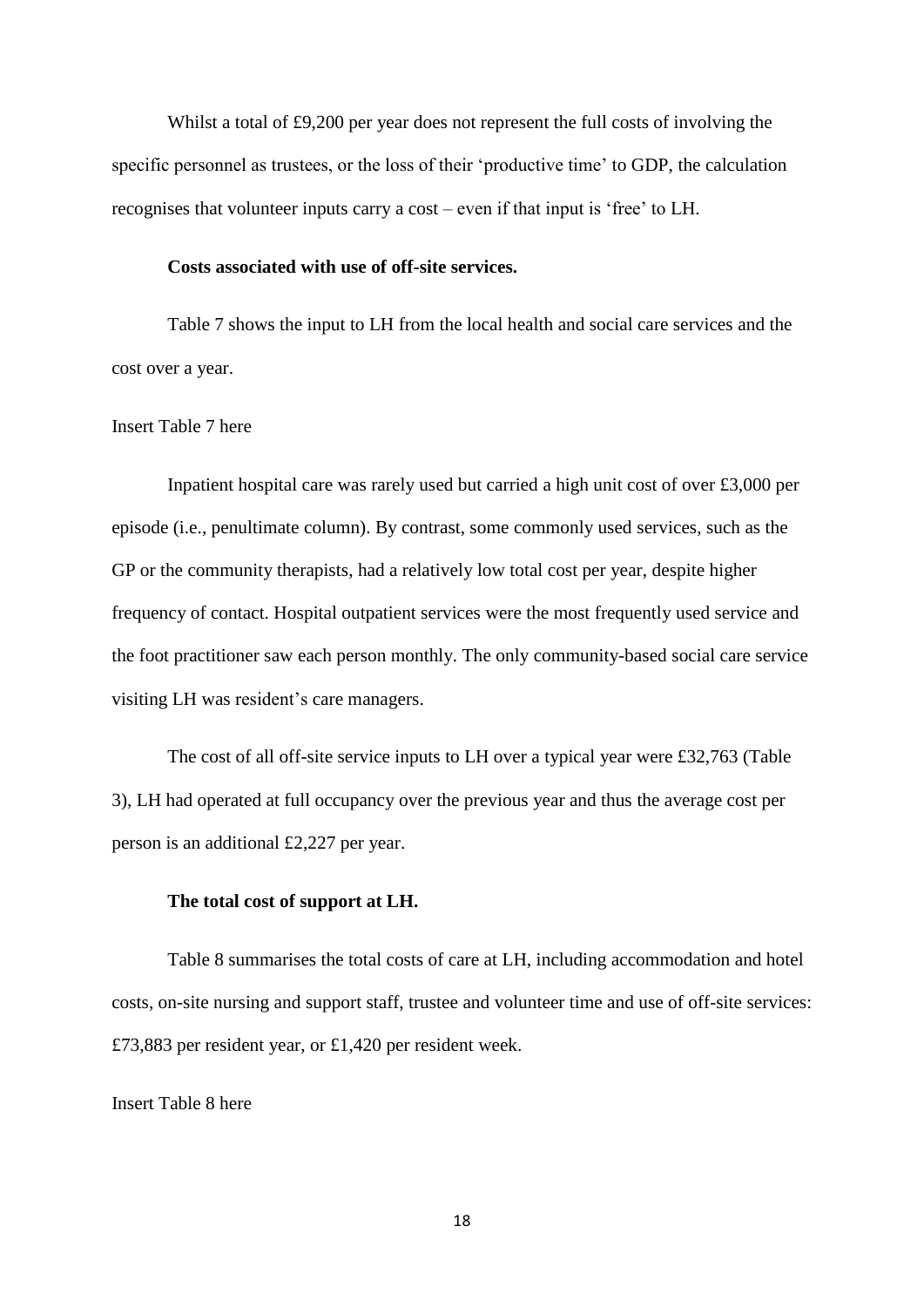Whilst a total of £9,200 per year does not represent the full costs of involving the specific personnel as trustees, or the loss of their 'productive time' to GDP, the calculation recognises that volunteer inputs carry a cost – even if that input is 'free' to LH.

**Costs associated with use of off-site services.**

Table 7 shows the input to LH from the local health and social care services and the cost over a year.

Insert Table 7 here

Inpatient hospital care was rarely used but carried a high unit cost of over £3,000 per episode (i.e., penultimate column). By contrast, some commonly used services, such as the GP or the community therapists, had a relatively low total cost per year, despite higher frequency of contact. Hospital outpatient services were the most frequently used service and the foot practitioner saw each person monthly. The only community-based social care service visiting LH was resident's care managers.

The cost of all off-site service inputs to LH over a typical year were £32,763 (Table 3), LH had operated at full occupancy over the previous year and thus the average cost per person is an additional £2,227 per year.

**The total cost of support at LH.**

Table 8 summarises the total costs of care at LH, including accommodation and hotel costs, on-site nursing and support staff, trustee and volunteer time and use of off-site services: £73,883 per resident year, or £1,420 per resident week.

Insert Table 8 here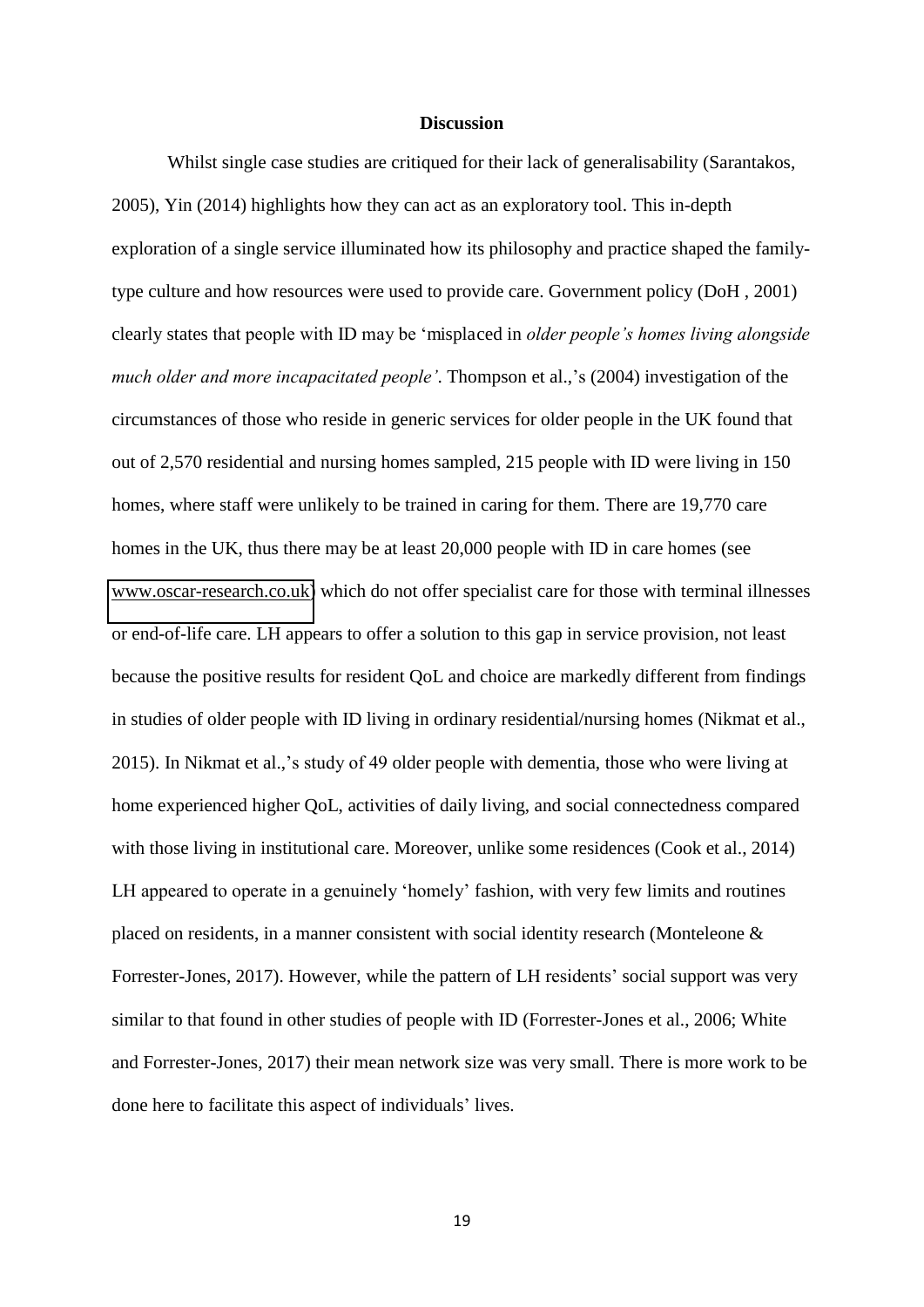## Discussion

Whilst single case studies are critiqued for their lack of generalisability (Sarantakos, 2005), Yin (2014) highlights how they can act as an exploratory tool. This in-depth exploration of a single service illuminated how its philosophy and practice shaped the family-type culture and how resources were used to provide care. Government policy (DoH , 2001) clearly states that people with ID may be 'misplaced in *older people's homes living alongside much older and more incapacitated people'*. Thompson et al.,'s (2004) investigation of the circumstances of those who reside in generic services for older people in the UK found that out of 2,570 residential and nursing homes sampled, 215 people with ID were living in 150 homes, where staff were unlikely to be trained in caring for them. There are 19,770 care homes in the UK, thus there may be at least 20,000 people with ID in care homes (see www.oscar-research.co.uk) which do not offer specialist care for those with terminal illnesses or end-of-life care. LH appears to offer a solution to this gap in service provision, not least because the positive results for resident QoL and choice are markedly different from findings in studies of older people with ID living in ordinary residential/nursing homes (Nikmat et al., 2015). In Nikmat et al.,'s study of 49 older people with dementia, those who were living at home experienced higher QoL, activities of daily living, and social connectedness compared with those living in institutional care. Moreover, unlike some residences (Cook et al., 2014) LH appeared to operate in a genuinely 'homely' fashion, with very few limits and routines placed on residents, in a manner consistent with social identity research (Monteleone & Forrester-Jones, 2017). However, while the pattern of LH residents' social support was very similar to that found in other studies of people with ID (Forrester-Jones et al., 2006; White and Forrester-Jones, 2017) their mean network size was very small. There is more work to be done here to facilitate this aspect of individuals' lives.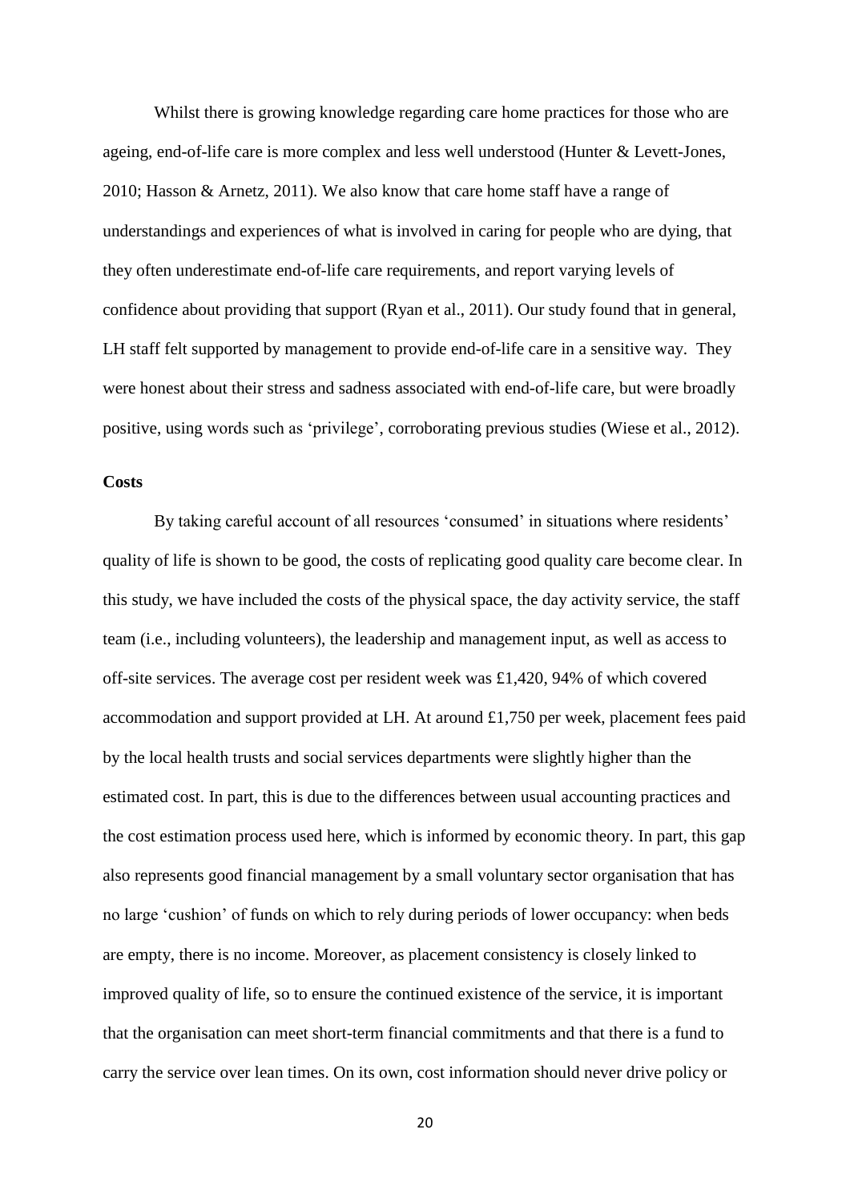Whilst there is growing knowledge regarding care home practices for those who are ageing, end-of-life care is more complex and less well understood (Hunter & Levett-Jones, 2010; Hasson & Arnetz, 2011). We also know that care home staff have a range of understandings and experiences of what is involved in caring for people who are dying, that they often underestimate end-of-life care requirements, and report varying levels of confidence about providing that support (Ryan et al., 2011). Our study found that in general, LH staff felt supported by management to provide end-of-life care in a sensitive way. They were honest about their stress and sadness associated with end-of-life care, but were broadly positive, using words such as 'privilege', corroborating previous studies (Wiese et al., 2012).

**Costs**

By taking careful account of all resources 'consumed' in situations where residents' quality of life is shown to be good, the costs of replicating good quality care become clear. In this study, we have included the costs of the physical space, the day activity service, the staff team (i.e., including volunteers), the leadership and management input, as well as access to off-site services. The average cost per resident week was £1,420, 94% of which covered accommodation and support provided at LH. At around £1,750 per week, placement fees paid by the local health trusts and social services departments were slightly higher than the estimated cost. In part, this is due to the differences between usual accounting practices and the cost estimation process used here, which is informed by economic theory. In part, this gap also represents good financial management by a small voluntary sector organisation that has no large 'cushion' of funds on which to rely during periods of lower occupancy: when beds are empty, there is no income. Moreover, as placement consistency is closely linked to improved quality of life, so to ensure the continued existence of the service, it is important that the organisation can meet short-term financial commitments and that there is a fund to carry the service over lean times. On its own, cost information should never drive policy or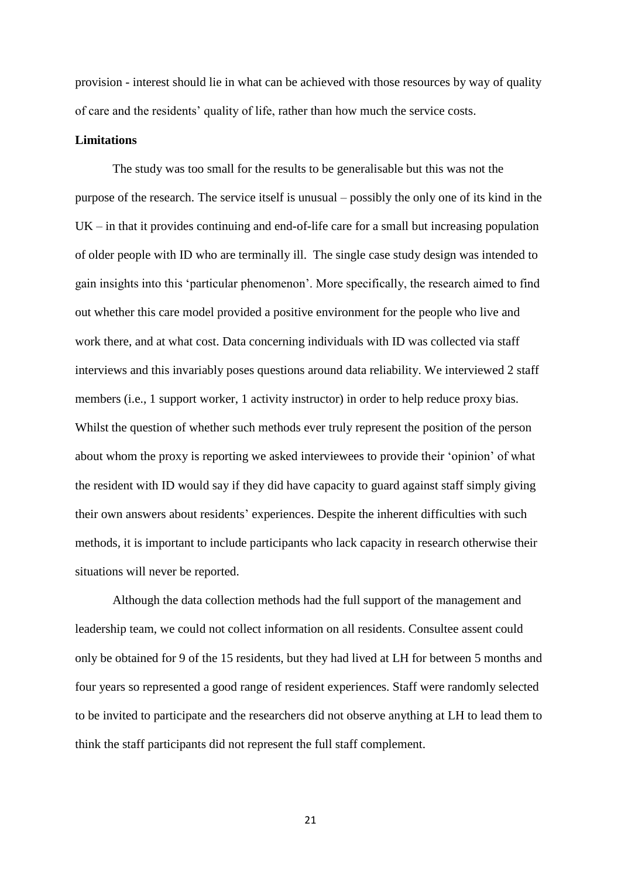provision - interest should lie in what can be achieved with those resources by way of quality of care and the residents' quality of life, rather than how much the service costs.

**Limitations**

The study was too small for the results to be generalisable but this was not the purpose of the research. The service itself is unusual – possibly the only one of its kind in the UK – in that it provides continuing and end-of-life care for a small but increasing population of older people with ID who are terminally ill. The single case study design was intended to gain insights into this 'particular phenomenon'. More specifically, the research aimed to find out whether this care model provided a positive environment for the people who live and work there, and at what cost. Data concerning individuals with ID was collected via staff interviews and this invariably poses questions around data reliability. We interviewed 2 staff members (i.e., 1 support worker, 1 activity instructor) in order to help reduce proxy bias. Whilst the question of whether such methods ever truly represent the position of the person about whom the proxy is reporting we asked interviewees to provide their 'opinion' of what the resident with ID would say if they did have capacity to guard against staff simply giving their own answers about residents' experiences. Despite the inherent difficulties with such methods, it is important to include participants who lack capacity in research otherwise their situations will never be reported.

Although the data collection methods had the full support of the management and leadership team, we could not collect information on all residents. Consultee assent could only be obtained for 9 of the 15 residents, but they had lived at LH for between 5 months and four years so represented a good range of resident experiences. Staff were randomly selected to be invited to participate and the researchers did not observe anything at LH to lead them to think the staff participants did not represent the full staff complement.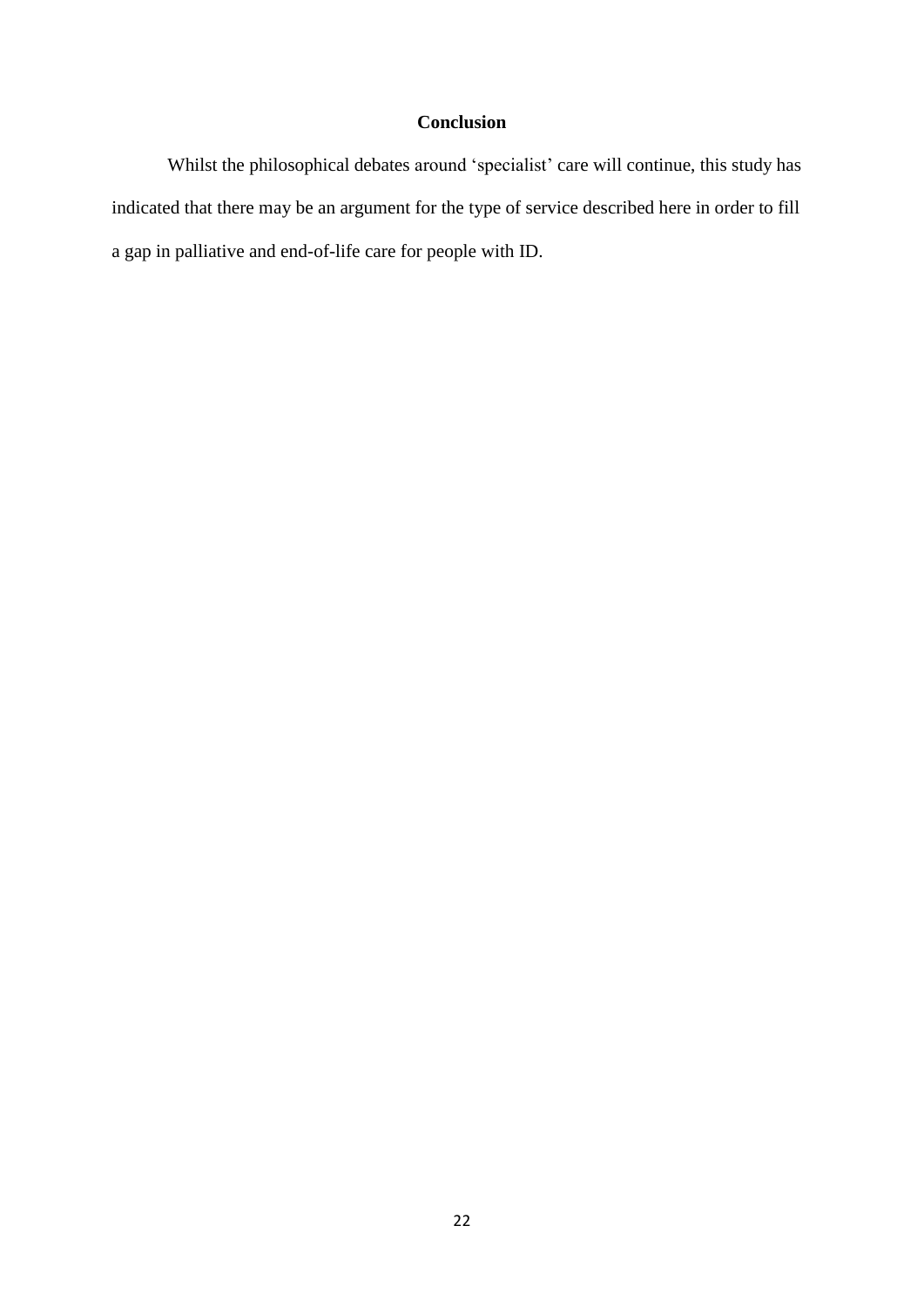## Conclusion

Whilst the philosophical debates around 'specialist' care will continue, this study has indicated that there may be an argument for the type of service described here in order to fill a gap in palliative and end-of-life care for people with ID.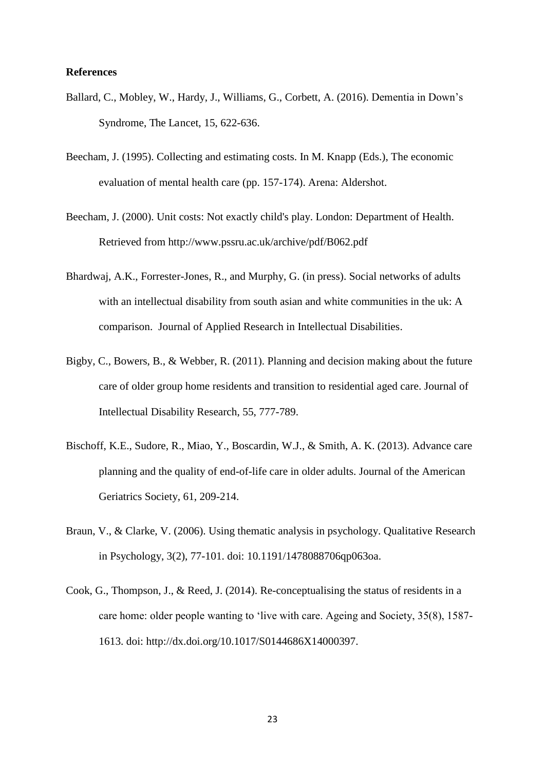**References**

Ballard, C., Mobley, W., Hardy, J., Williams, G., Corbett, A. (2016). Dementia in Down's Syndrome, The Lancet, 15, 622-636.

Beecham, J. (1995). Collecting and estimating costs. In M. Knapp (Eds.), The economic evaluation of mental health care (pp. 157-174). Arena: Aldershot.

Beecham, J. (2000). Unit costs: Not exactly child's play. London: Department of Health. Retrieved from http://www.pssru.ac.uk/archive/pdf/B062.pdf

Bhardwaj, A.K., Forrester-Jones, R., and Murphy, G. (in press). Social networks of adults with an intellectual disability from south asian and white communities in the uk: A comparison. Journal of Applied Research in Intellectual Disabilities.

Bigby, C., Bowers, B., & Webber, R. (2011). Planning and decision making about the future care of older group home residents and transition to residential aged care. Journal of Intellectual Disability Research, 55, 777-789.

Bischoff, K.E., Sudore, R., Miao, Y., Boscardin, W.J., & Smith, A. K. (2013). Advance care planning and the quality of end-of-life care in older adults. Journal of the American Geriatrics Society, 61, 209-214.

Braun, V., & Clarke, V. (2006). Using thematic analysis in psychology. Qualitative Research in Psychology, 3(2), 77-101. doi: 10.1191/1478088706qp063oa.

Cook, G., Thompson, J., & Reed, J. (2014). Re-conceptualising the status of residents in a care home: older people wanting to 'live with care. Ageing and Society, 35(8), 1587-1613. doi: http://dx.doi.org/10.1017/S0144686X14000397.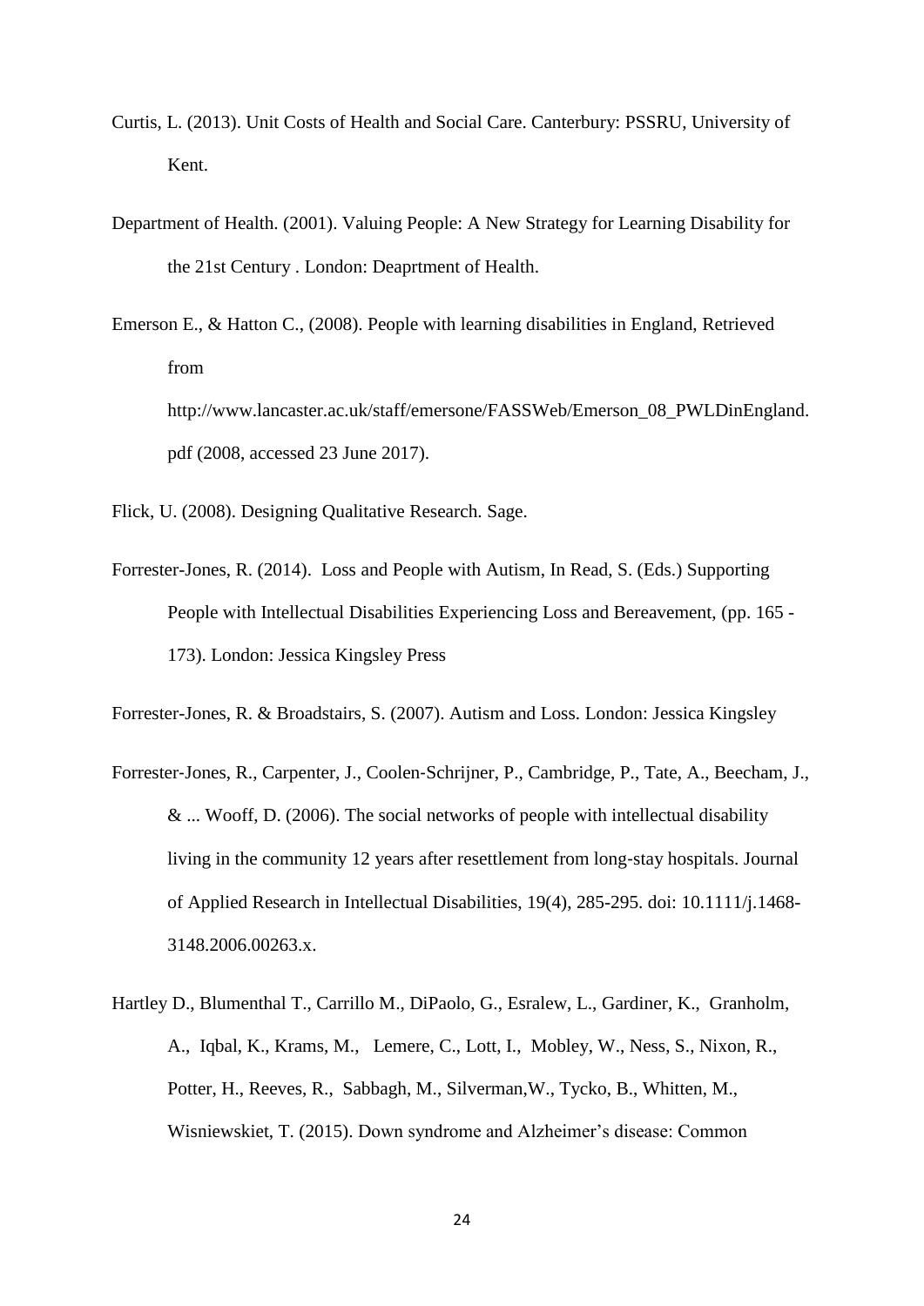Curtis, L. (2013). Unit Costs of Health and Social Care. Canterbury: PSSRU, University of Kent.

Department of Health. (2001). Valuing People: A New Strategy for Learning Disability for the 21st Century . London: Deaprtment of Health.

Emerson E., & Hatton C., (2008). People with learning disabilities in England, Retrieved from http://www.lancaster.ac.uk/staff/emersone/FASSWeb/Emerson_08_PWLDinEngland.pdf (2008, accessed 23 June 2017).

Flick, U. (2008). Designing Qualitative Research. Sage.

Forrester-Jones, R. (2014). Loss and People with Autism, In Read, S. (Eds.) Supporting People with Intellectual Disabilities Experiencing Loss and Bereavement, (pp. 165 - 173). London: Jessica Kingsley Press

Forrester-Jones, R. & Broadstairs, S. (2007). Autism and Loss. London: Jessica Kingsley

Forrester-Jones, R., Carpenter, J., Coolen-Schrijner, P., Cambridge, P., Tate, A., Beecham, J., & ... Wooff, D. (2006). The social networks of people with intellectual disability living in the community 12 years after resettlement from long-stay hospitals. Journal of Applied Research in Intellectual Disabilities, 19(4), 285-295. doi: 10.1111/j.1468-3148.2006.00263.x.

Hartley D., Blumenthal T., Carrillo M., DiPaolo, G., Esralew, L., Gardiner, K., Granholm, A., Iqbal, K., Krams, M., Lemere, C., Lott, I., Mobley, W., Ness, S., Nixon, R., Potter, H., Reeves, R., Sabbagh, M., Silverman,W., Tycko, B., Whitten, M., Wisniewskiet, T. (2015). Down syndrome and Alzheimer's disease: Common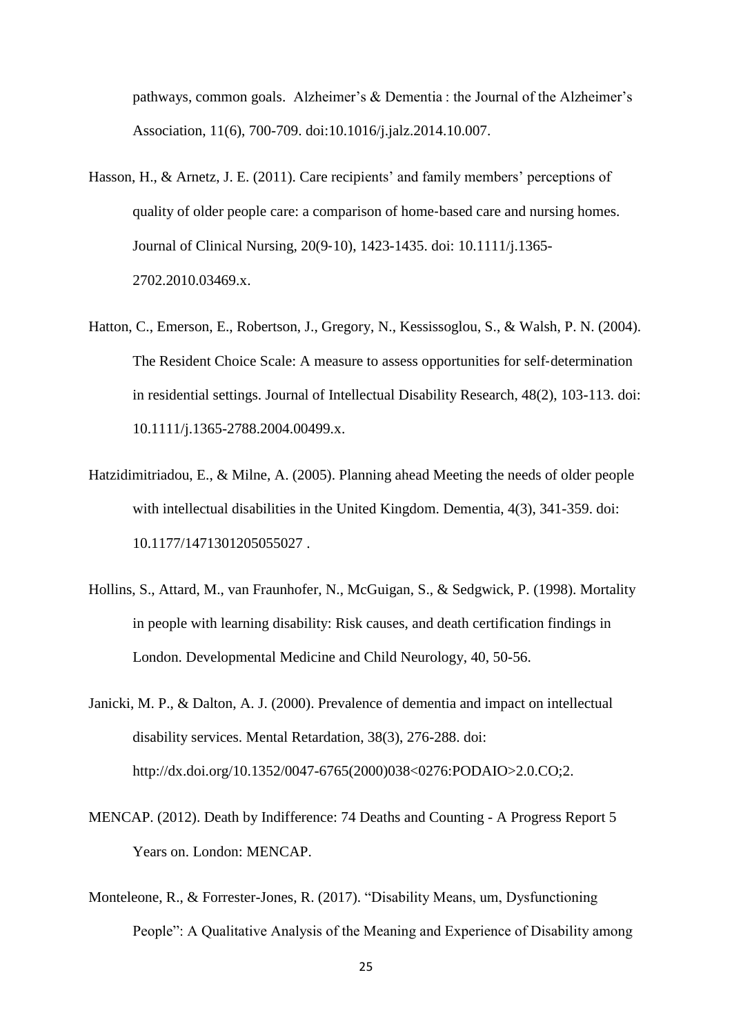pathways, common goals. Alzheimer's & Dementia : the Journal of the Alzheimer's Association, 11(6), 700-709. doi:10.1016/j.jalz.2014.10.007.

Hasson, H., & Arnetz, J. E. (2011). Care recipients' and family members' perceptions of quality of older people care: a comparison of home-based care and nursing homes. Journal of Clinical Nursing, 20(9-10), 1423-1435. doi: 10.1111/j.1365-2702.2010.03469.x.

Hatton, C., Emerson, E., Robertson, J., Gregory, N., Kessissoglou, S., & Walsh, P. N. (2004). The Resident Choice Scale: A measure to assess opportunities for self-determination in residential settings. Journal of Intellectual Disability Research, 48(2), 103-113. doi: 10.1111/j.1365-2788.2004.00499.x.

Hatzidimitriadou, E., & Milne, A. (2005). Planning ahead Meeting the needs of older people with intellectual disabilities in the United Kingdom. Dementia, 4(3), 341-359. doi: 10.1177/1471301205055027 .

Hollins, S., Attard, M., van Fraunhofer, N., McGuigan, S., & Sedgwick, P. (1998). Mortality in people with learning disability: Risk causes, and death certification findings in London. Developmental Medicine and Child Neurology, 40, 50-56.

Janicki, M. P., & Dalton, A. J. (2000). Prevalence of dementia and impact on intellectual disability services. Mental Retardation, 38(3), 276-288. doi: http://dx.doi.org/10.1352/0047-6765(2000)038<0276:PODAIO>2.0.CO;2.

MENCAP. (2012). Death by Indifference: 74 Deaths and Counting - A Progress Report 5 Years on. London: MENCAP.

Monteleone, R., & Forrester-Jones, R. (2017). "Disability Means, um, Dysfunctioning People": A Qualitative Analysis of the Meaning and Experience of Disability among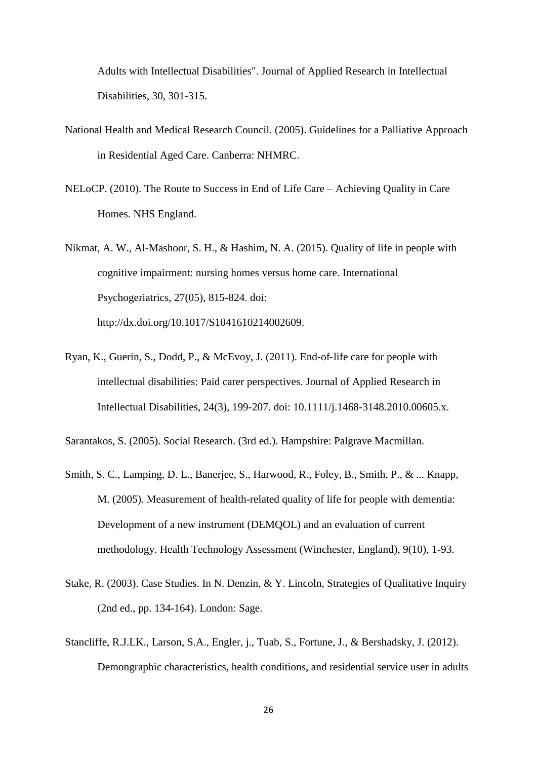Adults with Intellectual Disabilities". Journal of Applied Research in Intellectual Disabilities, 30, 301-315.

National Health and Medical Research Council. (2005). Guidelines for a Palliative Approach in Residential Aged Care. Canberra: NHMRC.

NELoCP. (2010). The Route to Success in End of Life Care – Achieving Quality in Care Homes. NHS England.

Nikmat, A. W., Al-Mashoor, S. H., & Hashim, N. A. (2015). Quality of life in people with cognitive impairment: nursing homes versus home care. International Psychogeriatrics, 27(05), 815-824. doi: http://dx.doi.org/10.1017/S1041610214002609.

Ryan, K., Guerin, S., Dodd, P., & McEvoy, J. (2011). End-of-life care for people with intellectual disabilities: Paid carer perspectives. Journal of Applied Research in Intellectual Disabilities, 24(3), 199-207. doi: 10.1111/j.1468-3148.2010.00605.x.

Sarantakos, S. (2005). Social Research. (3rd ed.). Hampshire: Palgrave Macmillan.

Smith, S. C., Lamping, D. L., Banerjee, S., Harwood, R., Foley, B., Smith, P., & ... Knapp, M. (2005). Measurement of health-related quality of life for people with dementia: Development of a new instrument (DEMQOL) and an evaluation of current methodology. Health Technology Assessment (Winchester, England), 9(10), 1-93.

Stake, R. (2003). Case Studies. In N. Denzin, & Y. Lincoln, Strategies of Qualitative Inquiry (2nd ed., pp. 134-164). London: Sage.

Stancliffe, R.J.LK., Larson, S.A., Engler, j., Tuab, S., Fortune, J., & Bershadsky, J. (2012). Demongraphic characteristics, health conditions, and residential service user in adults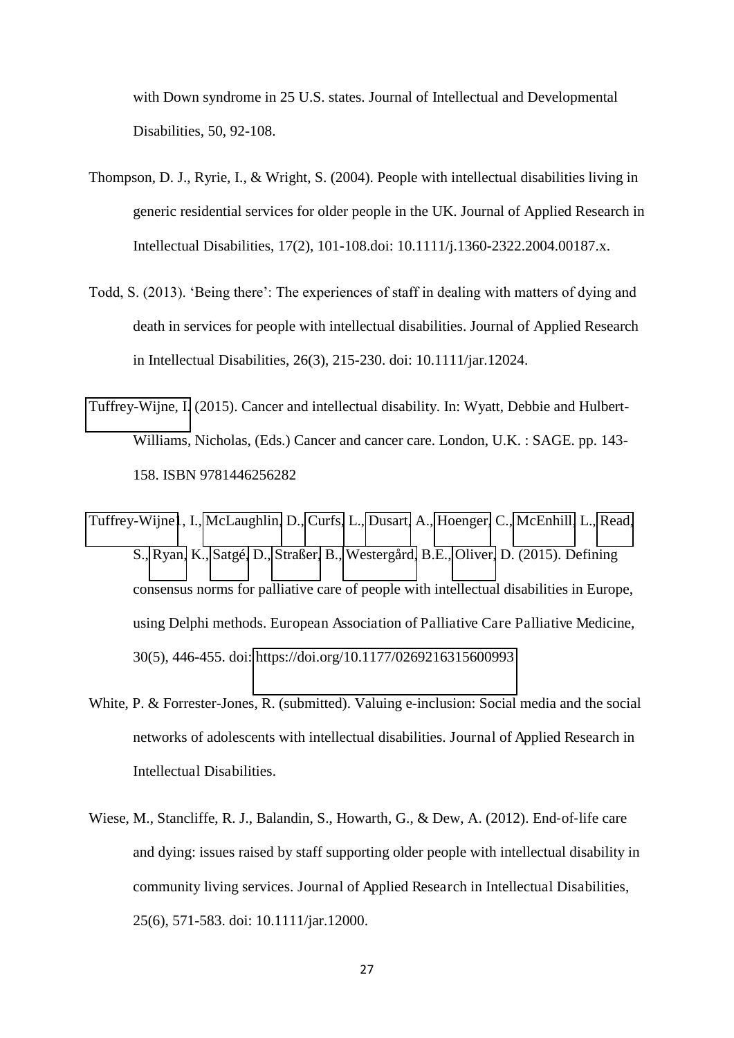with Down syndrome in 25 U.S. states. Journal of Intellectual and Developmental Disabilities, 50, 92-108.

Thompson, D. J., Ryrie, I., & Wright, S. (2004). People with intellectual disabilities living in generic residential services for older people in the UK. Journal of Applied Research in Intellectual Disabilities, 17(2), 101-108.doi: 10.1111/j.1360-2322.2004.00187.x.

Todd, S. (2013). 'Being there': The experiences of staff in dealing with matters of dying and death in services for people with intellectual disabilities. Journal of Applied Research in Intellectual Disabilities, 26(3), 215-230. doi: 10.1111/jar.12024.

Tuffrey-Wijne, I. (2015). Cancer and intellectual disability. In: Wyatt, Debbie and Hulbert-Williams, Nicholas, (Eds.) Cancer and cancer care. London, U.K. : SAGE. pp. 143-158. ISBN 9781446256282

Tuffrey-Wijne1, I., McLaughlin, D., Curfs, L., Dusart, A., Hoenger, C., McEnhill, L., Read, S., Ryan, K., Satgé, D., Straßer, B., Westergård, B.E., Oliver, D. (2015). Defining consensus norms for palliative care of people with intellectual disabilities in Europe, using Delphi methods. European Association of Palliative Care Palliative Medicine, 30(5), 446-455. doi: https://doi.org/10.1177/0269216315600993

White, P. & Forrester-Jones, R. (submitted). Valuing e-inclusion: Social media and the social networks of adolescents with intellectual disabilities. Journal of Applied Research in Intellectual Disabilities.

Wiese, M., Stancliffe, R. J., Balandin, S., Howarth, G., & Dew, A. (2012). End-of-life care and dying: issues raised by staff supporting older people with intellectual disability in community living services. Journal of Applied Research in Intellectual Disabilities, 25(6), 571-583. doi: 10.1111/jar.12000.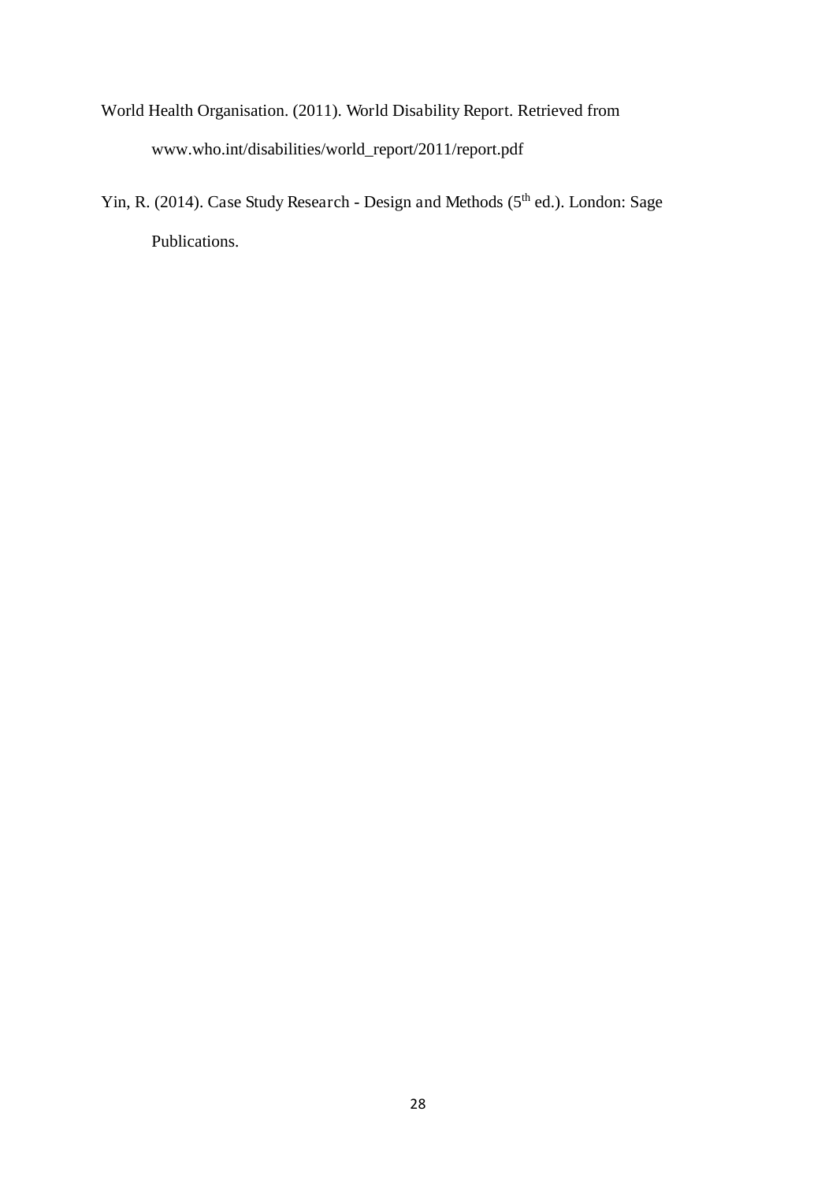World Health Organisation. (2011). World Disability Report. Retrieved from www.who.int/disabilities/world_report/2011/report.pdf

Yin, R. (2014). Case Study Research - Design and Methods (5th ed.). London: Sage Publications.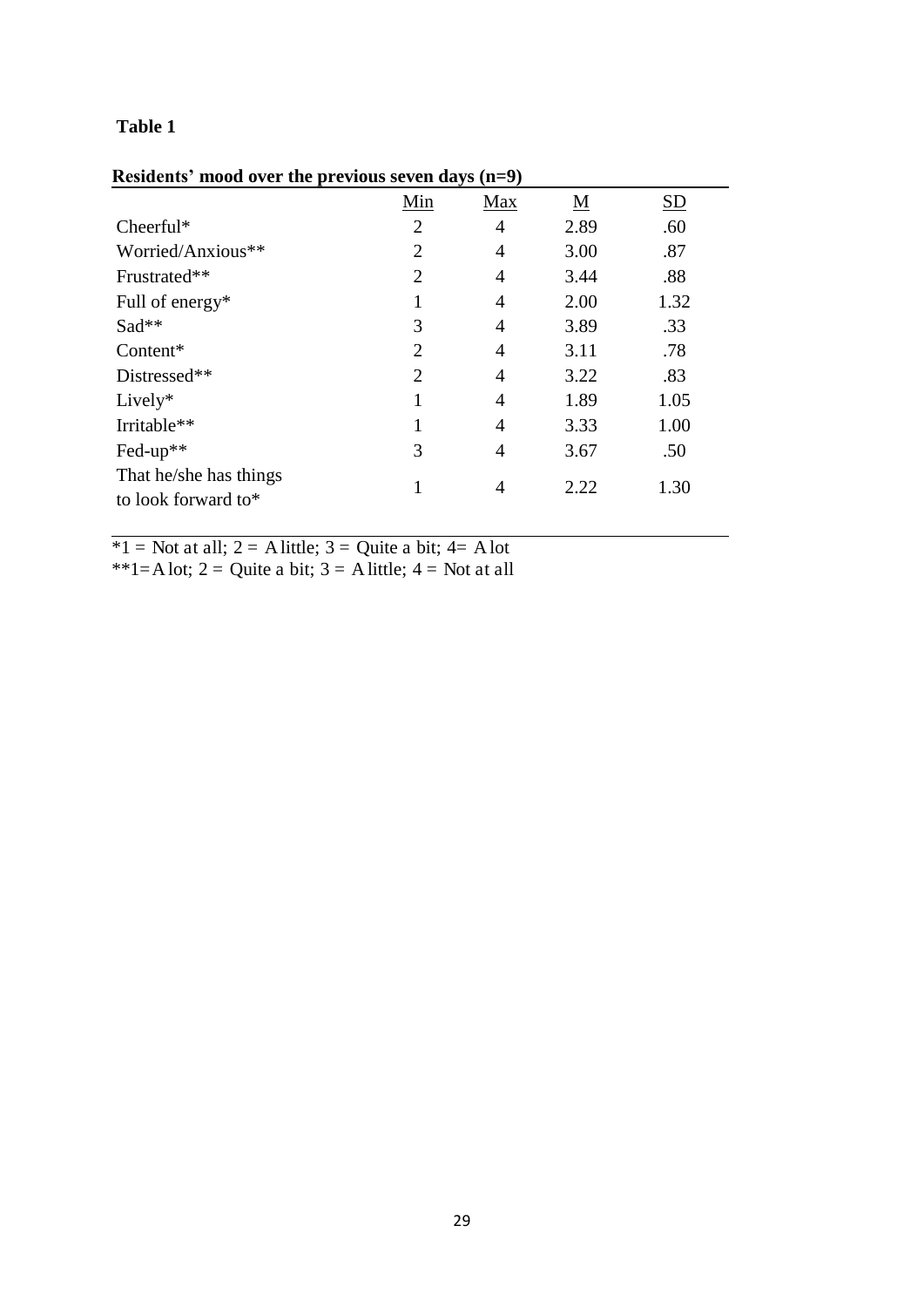**Table 1**

**Residents' mood over the previous seven days (n=9)**

| | Min | Max | M | SD |
|---|---|---|---|---|
| Cheerful* | 2 | 4 | 2.89 | .60 |
| Worried/Anxious** | 2 | 4 | 3.00 | .87 |
| Frustrated** | 2 | 4 | 3.44 | .88 |
| Full of energy* | 1 | 4 | 2.00 | 1.32 |
| Sad** | 3 | 4 | 3.89 | .33 |
| Content* | 2 | 4 | 3.11 | .78 |
| Distressed** | 2 | 4 | 3.22 | .83 |
| Lively* | 1 | 4 | 1.89 | 1.05 |
| Irritable** | 1 | 4 | 3.33 | 1.00 |
| Fed-up** | 3 | 4 | 3.67 | .50 |
| That he/she has things to look forward to* | 1 | 4 | 2.22 | 1.30 |

*1 = Not at all; 2 = A little; 3 = Quite a bit; 4= A lot

**1=A lot; 2 = Quite a bit; 3 = A little; 4 = Not at all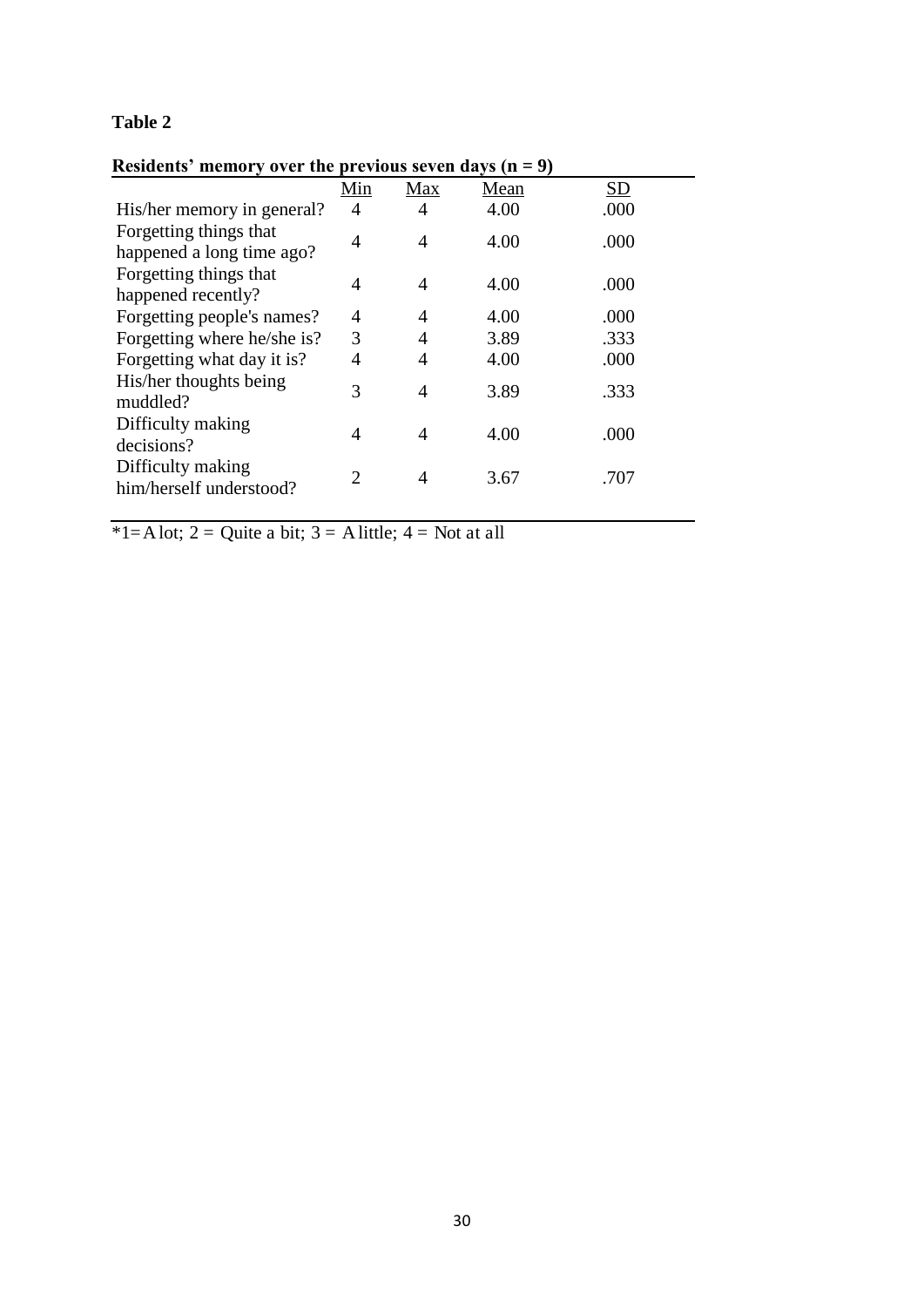**Table 2**

**Residents' memory over the previous seven days (n = 9)**

| | Min | Max | Mean | SD |
|---|---|---|---|---|
| His/her memory in general? | 4 | 4 | 4.00 | .000 |
| Forgetting things that happened a long time ago? | 4 | 4 | 4.00 | .000 |
| Forgetting things that happened recently? | 4 | 4 | 4.00 | .000 |
| Forgetting people's names? | 4 | 4 | 4.00 | .000 |
| Forgetting where he/she is? | 3 | 4 | 3.89 | .333 |
| Forgetting what day it is? | 4 | 4 | 4.00 | .000 |
| His/her thoughts being muddled? | 3 | 4 | 3.89 | .333 |
| Difficulty making decisions? | 4 | 4 | 4.00 | .000 |
| Difficulty making him/herself understood? | 2 | 4 | 3.67 | .707 |

*1= A lot; 2 = Quite a bit; 3 = A little; 4 = Not at all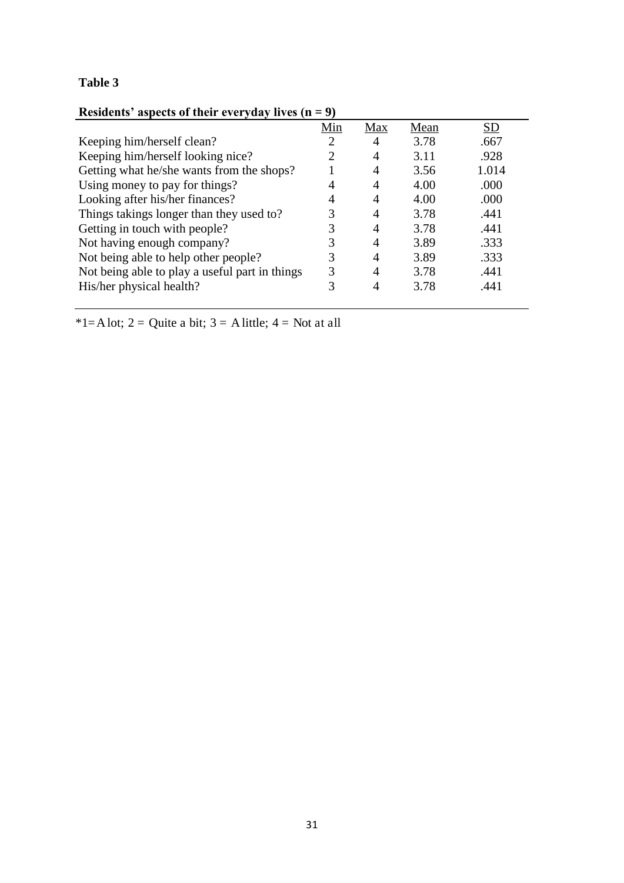**Table 3**

**Residents' aspects of their everyday lives (n = 9)**

| | Min | Max | Mean | SD |
|---|---|---|---|---|
| Keeping him/herself clean? | 2 | 4 | 3.78 | .667 |
| Keeping him/herself looking nice? | 2 | 4 | 3.11 | .928 |
| Getting what he/she wants from the shops? | 1 | 4 | 3.56 | 1.014 |
| Using money to pay for things? | 4 | 4 | 4.00 | .000 |
| Looking after his/her finances? | 4 | 4 | 4.00 | .000 |
| Things takings longer than they used to? | 3 | 4 | 3.78 | .441 |
| Getting in touch with people? | 3 | 4 | 3.78 | .441 |
| Not having enough company? | 3 | 4 | 3.89 | .333 |
| Not being able to help other people? | 3 | 4 | 3.89 | .333 |
| Not being able to play a useful part in things | 3 | 4 | 3.78 | .441 |
| His/her physical health? | 3 | 4 | 3.78 | .441 |

*1= A lot; 2 = Quite a bit; 3 = A little; 4 = Not at all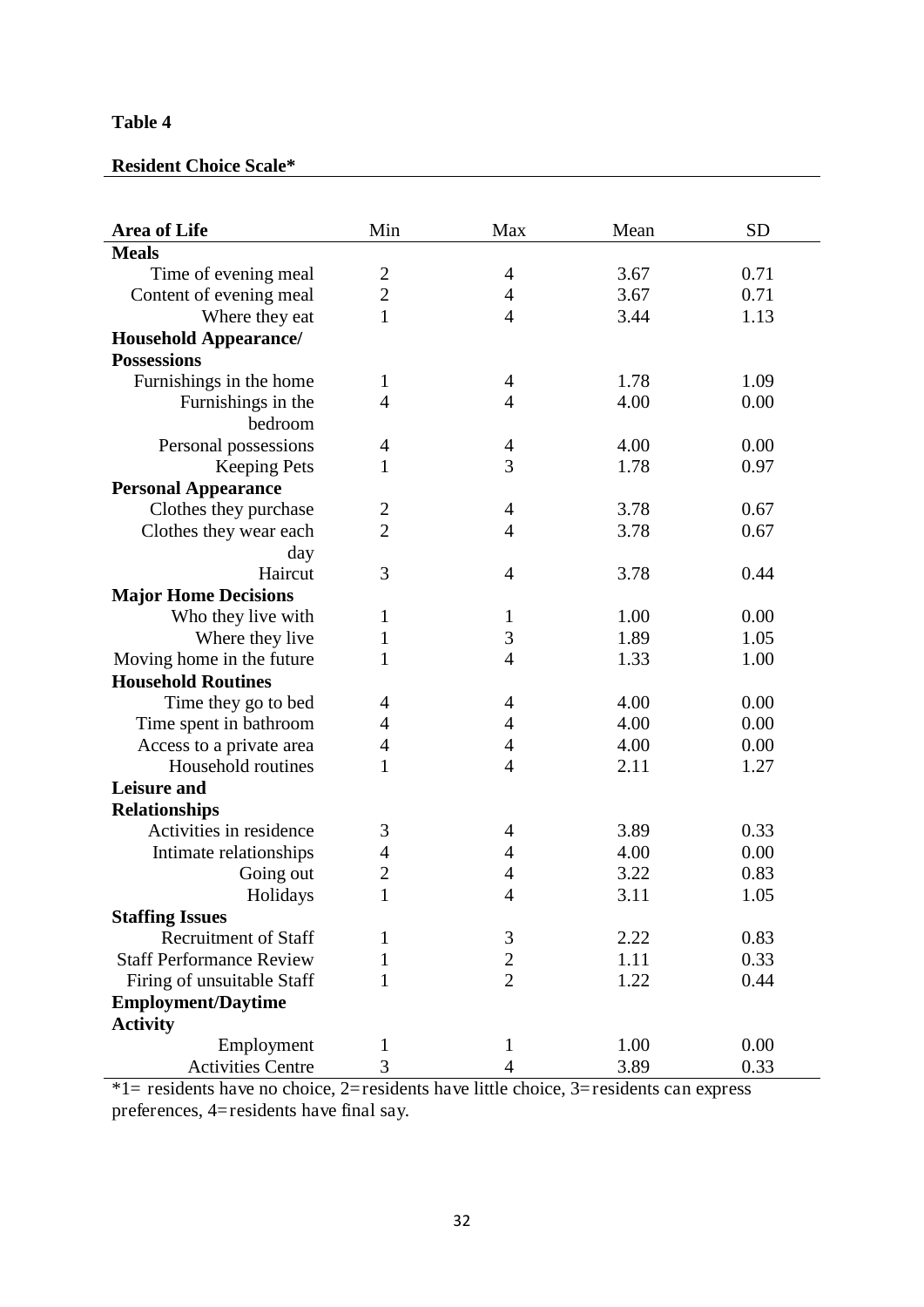**Table 4**

**Resident Choice Scale***

| Area of Life | Min | Max | Mean | SD |
|---|---|---|---|---|
| **Meals** | | | | |
| Time of evening meal | 2 | 4 | 3.67 | 0.71 |
| Content of evening meal | 2 | 4 | 3.67 | 0.71 |
| Where they eat | 1 | 4 | 3.44 | 1.13 |
| **Household Appearance/ Possessions** | | | | |
| Furnishings in the home | 1 | 4 | 1.78 | 1.09 |
| Furnishings in the bedroom | 4 | 4 | 4.00 | 0.00 |
| Personal possessions | 4 | 4 | 4.00 | 0.00 |
| Keeping Pets | 1 | 3 | 1.78 | 0.97 |
| **Personal Appearance** | | | | |
| Clothes they purchase | 2 | 4 | 3.78 | 0.67 |
| Clothes they wear each day | 2 | 4 | 3.78 | 0.67 |
| Haircut | 3 | 4 | 3.78 | 0.44 |
| **Major Home Decisions** | | | | |
| Who they live with | 1 | 1 | 1.00 | 0.00 |
| Where they live | 1 | 3 | 1.89 | 1.05 |
| Moving home in the future | 1 | 4 | 1.33 | 1.00 |
| **Household Routines** | | | | |
| Time they go to bed | 4 | 4 | 4.00 | 0.00 |
| Time spent in bathroom | 4 | 4 | 4.00 | 0.00 |
| Access to a private area | 4 | 4 | 4.00 | 0.00 |
| Household routines | 1 | 4 | 2.11 | 1.27 |
| **Leisure and Relationships** | | | | |
| Activities in residence | 3 | 4 | 3.89 | 0.33 |
| Intimate relationships | 4 | 4 | 4.00 | 0.00 |
| Going out | 2 | 4 | 3.22 | 0.83 |
| Holidays | 1 | 4 | 3.11 | 1.05 |
| **Staffing Issues** | | | | |
| Recruitment of Staff | 1 | 3 | 2.22 | 0.83 |
| Staff Performance Review | 1 | 2 | 1.11 | 0.33 |
| Firing of unsuitable Staff | 1 | 2 | 1.22 | 0.44 |
| **Employment/Daytime Activity** | | | | |
| Employment | 1 | 1 | 1.00 | 0.00 |
| Activities Centre | 3 | 4 | 3.89 | 0.33 |

*1= residents have no choice, 2=residents have little choice, 3=residents can express preferences, 4=residents have final say.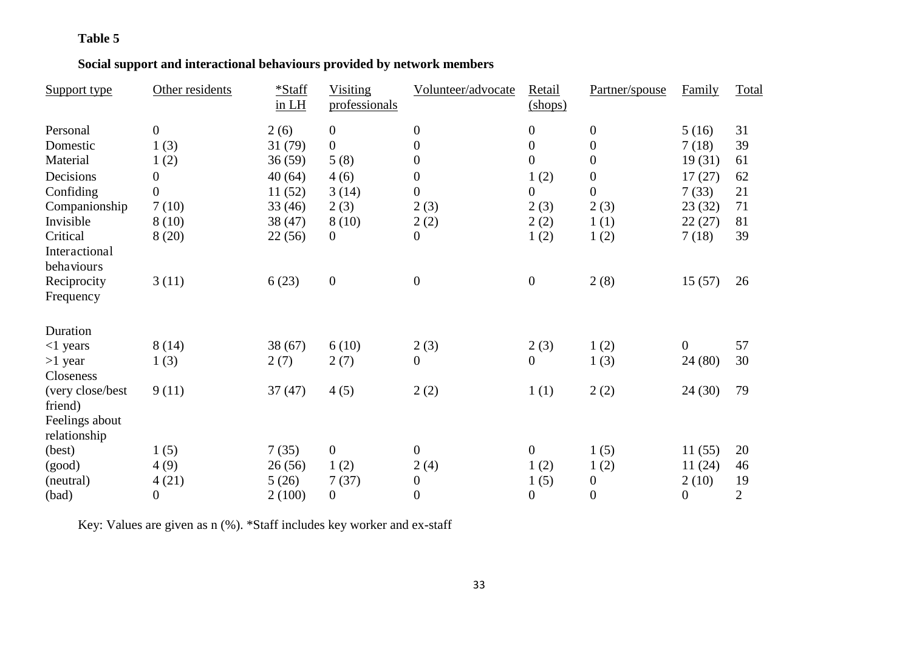**Table 5**

**Social support and interactional behaviours provided by network members**

| Support type | Other residents | *Staff in LH | Visiting professionals | Volunteer/advocate | Retail (shops) | Partner/spouse | Family | Total |
|---|---|---|---|---|---|---|---|---|
| Personal | 0 | 2 (6) | 0 | 0 | 0 | 0 | 5 (16) | 31 |
| Domestic | 1 (3) | 31 (79) | 0 | 0 | 0 | 0 | 7 (18) | 39 |
| Material | 1 (2) | 36 (59) | 5 (8) | 0 | 0 | 0 | 19 (31) | 61 |
| Decisions | 0 | 40 (64) | 4 (6) | 0 | 1 (2) | 0 | 17 (27) | 62 |
| Confiding | 0 | 11 (52) | 3 (14) | 0 | 0 | 0 | 7 (33) | 21 |
| Companionship | 7 (10) | 33 (46) | 2 (3) | 2 (3) | 2 (3) | 2 (3) | 23 (32) | 71 |
| Invisible | 8 (10) | 38 (47) | 8 (10) | 2 (2) | 2 (2) | 1 (1) | 22 (27) | 81 |
| Critical | 8 (20) | 22 (56) | 0 | 0 | 1 (2) | 1 (2) | 7 (18) | 39 |
| Interactional behaviours | | | | | | | | |
| Reciprocity | 3 (11) | 6 (23) | 0 | 0 | 0 | 2 (8) | 15 (57) | 26 |
| Frequency | | | | | | | | |
| Duration | | | | | | | | |
| <1 years | 8 (14) | 38 (67) | 6 (10) | 2 (3) | 2 (3) | 1 (2) | 0 | 57 |
| >1 year | 1 (3) | 2 (7) | 2 (7) | 0 | 0 | 1 (3) | 24 (80) | 30 |
| Closeness | | | | | | | | |
| (very close/best friend) | 9 (11) | 37 (47) | 4 (5) | 2 (2) | 1 (1) | 2 (2) | 24 (30) | 79 |
| Feelings about relationship | | | | | | | | |
| (best) | 1 (5) | 7 (35) | 0 | 0 | 0 | 1 (5) | 11 (55) | 20 |
| (good) | 4 (9) | 26 (56) | 1 (2) | 2 (4) | 1 (2) | 1 (2) | 11 (24) | 46 |
| (neutral) | 4 (21) | 5 (26) | 7 (37) | 0 | 1 (5) | 0 | 2 (10) | 19 |
| (bad) | 0 | 2 (100) | 0 | 0 | 0 | 0 | 0 | 2 |

Key: Values are given as n (%). *Staff includes key worker and ex-staff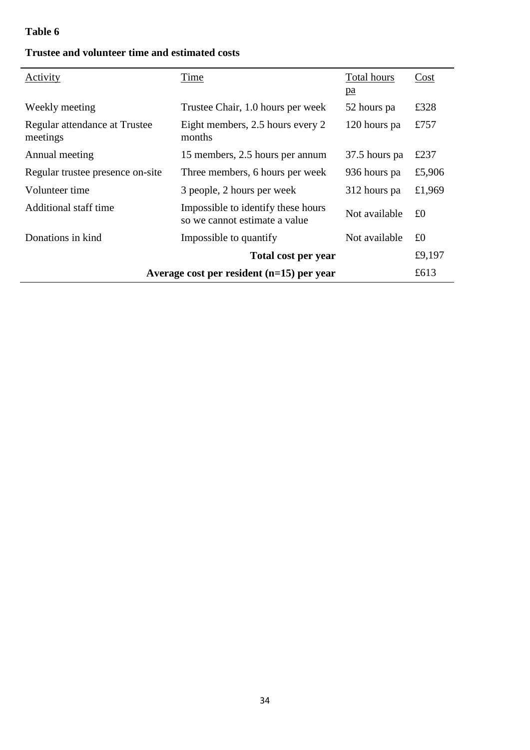**Table 6**

**Trustee and volunteer time and estimated costs**

| Activity | Time | Total hours pa | Cost |
|---|---|---|---|
| Weekly meeting | Trustee Chair, 1.0 hours per week | 52 hours pa | £328 |
| Regular attendance at Trustee meetings | Eight members, 2.5 hours every 2 months | 120 hours pa | £757 |
| Annual meeting | 15 members, 2.5 hours per annum | 37.5 hours pa | £237 |
| Regular trustee presence on-site | Three members, 6 hours per week | 936 hours pa | £5,906 |
| Volunteer time | 3 people, 2 hours per week | 312 hours pa | £1,969 |
| Additional staff time | Impossible to identify these hours so we cannot estimate a value | Not available | £0 |
| Donations in kind | Impossible to quantify | Not available | £0 |
| | **Total cost per year** | | £9,197 |
| | **Average cost per resident (n=15) per year** | | £613 |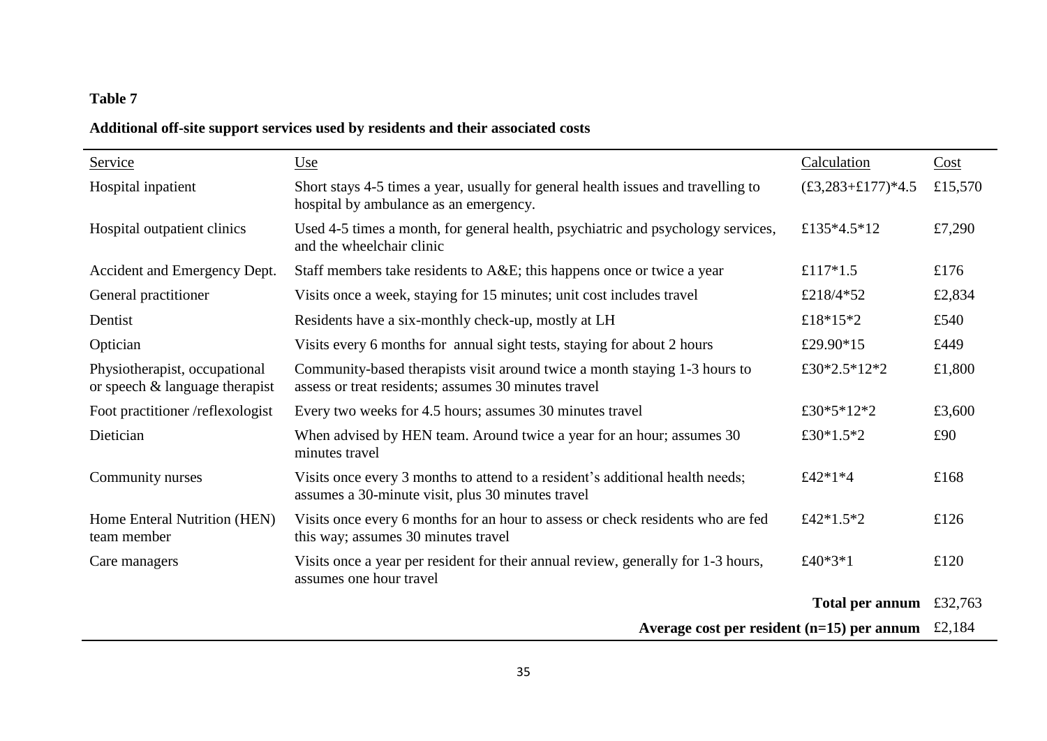**Table 7**

**Additional off-site support services used by residents and their associated costs**

| Service | Use | Calculation | Cost |
|---|---|---|---|
| Hospital inpatient | Short stays 4-5 times a year, usually for general health issues and travelling to hospital by ambulance as an emergency. | (£3,283+£177)*4.5 | £15,570 |
| Hospital outpatient clinics | Used 4-5 times a month, for general health, psychiatric and psychology services, and the wheelchair clinic | £135*4.5*12 | £7,290 |
| Accident and Emergency Dept. | Staff members take residents to A&E; this happens once or twice a year | £117*1.5 | £176 |
| General practitioner | Visits once a week, staying for 15 minutes; unit cost includes travel | £218/4*52 | £2,834 |
| Dentist | Residents have a six-monthly check-up, mostly at LH | £18*15*2 | £540 |
| Optician | Visits every 6 months for annual sight tests, staying for about 2 hours | £29.90*15 | £449 |
| Physiotherapist, occupational or speech & language therapist | Community-based therapists visit around twice a month staying 1-3 hours to assess or treat residents; assumes 30 minutes travel | £30*2.5*12*2 | £1,800 |
| Foot practitioner /reflexologist | Every two weeks for 4.5 hours; assumes 30 minutes travel | £30*5*12*2 | £3,600 |
| Dietician | When advised by HEN team. Around twice a year for an hour; assumes 30 minutes travel | £30*1.5*2 | £90 |
| Community nurses | Visits once every 3 months to attend to a resident's additional health needs; assumes a 30-minute visit, plus 30 minutes travel | £42*1*4 | £168 |
| Home Enteral Nutrition (HEN) team member | Visits once every 6 months for an hour to assess or check residents who are fed this way; assumes 30 minutes travel | £42*1.5*2 | £126 |
| Care managers | Visits once a year per resident for their annual review, generally for 1-3 hours, assumes one hour travel | £40*3*1 | £120 |
| | | **Total per annum** | £32,763 |
| | | **Average cost per resident (n=15) per annum** | £2,184 |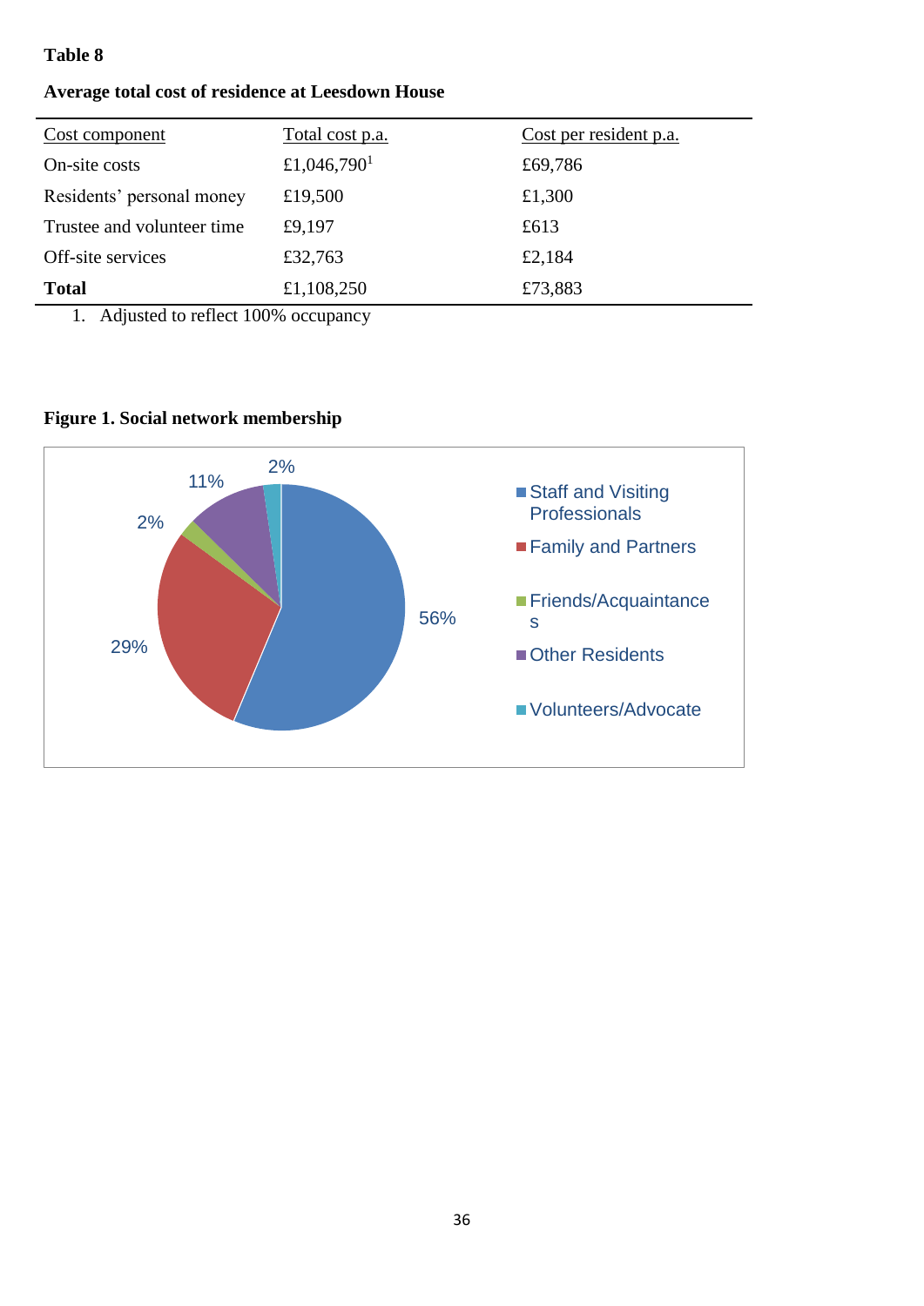**Table 8**

**Average total cost of residence at Leesdown House**

| Cost component | Total cost p.a. | Cost per resident p.a. |
|---|---|---|
| On-site costs | £1,046,790[1] | £69,786 |
| Residents' personal money | £19,500 | £1,300 |
| Trustee and volunteer time | £9,197 | £613 |
| Off-site services | £32,763 | £2,184 |
| **Total** | £1,108,250 | £73,883 |

1. Adjusted to reflect 100% occupancy

**Figure 1. Social network membership**

2%
11%
2%
29%
56%

Staff and Visiting Professionals
Family and Partners
Friends/Acquaintances
Other Residents
Volunteers/Advocate